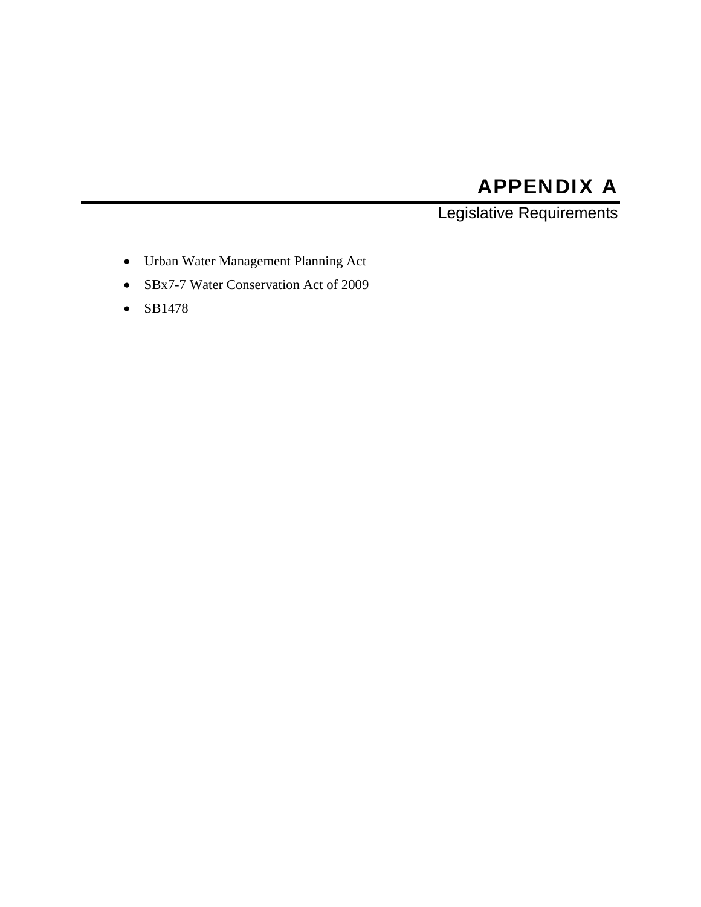# APPENDIX A

## Legislative Requirements

- Urban Water Management Planning Act
- SBx7-7 Water Conservation Act of 2009
- SB1478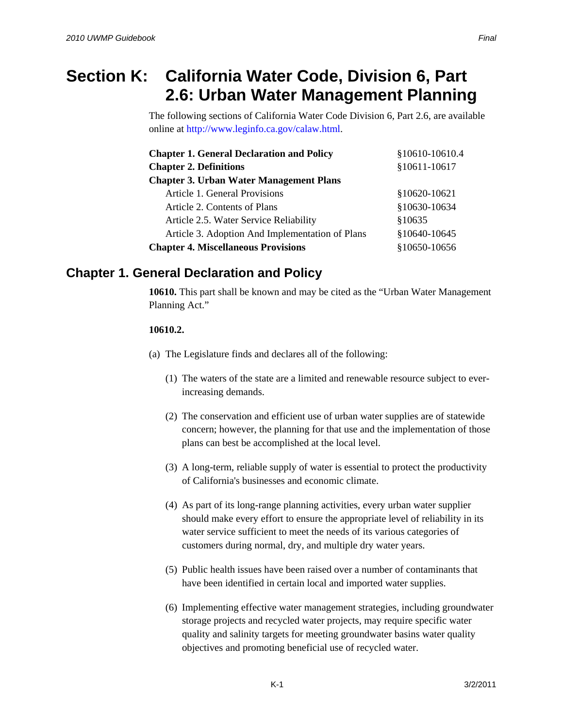# Section K: California Water Code, Division 6, Part 2.6: Urban Water Management Planning

The following sections of California Water Code Division 6, Part 2.6, are available online at http://www.leginfo.ca.gov/calaw.html.

| | |
|---|---|
| **Chapter 1. General Declaration and Policy** | §10610-10610.4 |
| **Chapter 2. Definitions** | §10611-10617 |
| **Chapter 3. Urban Water Management Plans** | |
| Article 1. General Provisions | §10620-10621 |
| Article 2. Contents of Plans | §10630-10634 |
| Article 2.5. Water Service Reliability | §10635 |
| Article 3. Adoption And Implementation of Plans | §10640-10645 |
| **Chapter 4. Miscellaneous Provisions** | §10650-10656 |

## Chapter 1. General Declaration and Policy

**10610.** This part shall be known and may be cited as the "Urban Water Management Planning Act."

**10610.2.**

(a) The Legislature finds and declares all of the following:

(1) The waters of the state are a limited and renewable resource subject to ever-increasing demands.

(2) The conservation and efficient use of urban water supplies are of statewide concern; however, the planning for that use and the implementation of those plans can best be accomplished at the local level.

(3) A long-term, reliable supply of water is essential to protect the productivity of California's businesses and economic climate.

(4) As part of its long-range planning activities, every urban water supplier should make every effort to ensure the appropriate level of reliability in its water service sufficient to meet the needs of its various categories of customers during normal, dry, and multiple dry water years.

(5) Public health issues have been raised over a number of contaminants that have been identified in certain local and imported water supplies.

(6) Implementing effective water management strategies, including groundwater storage projects and recycled water projects, may require specific water quality and salinity targets for meeting groundwater basins water quality objectives and promoting beneficial use of recycled water.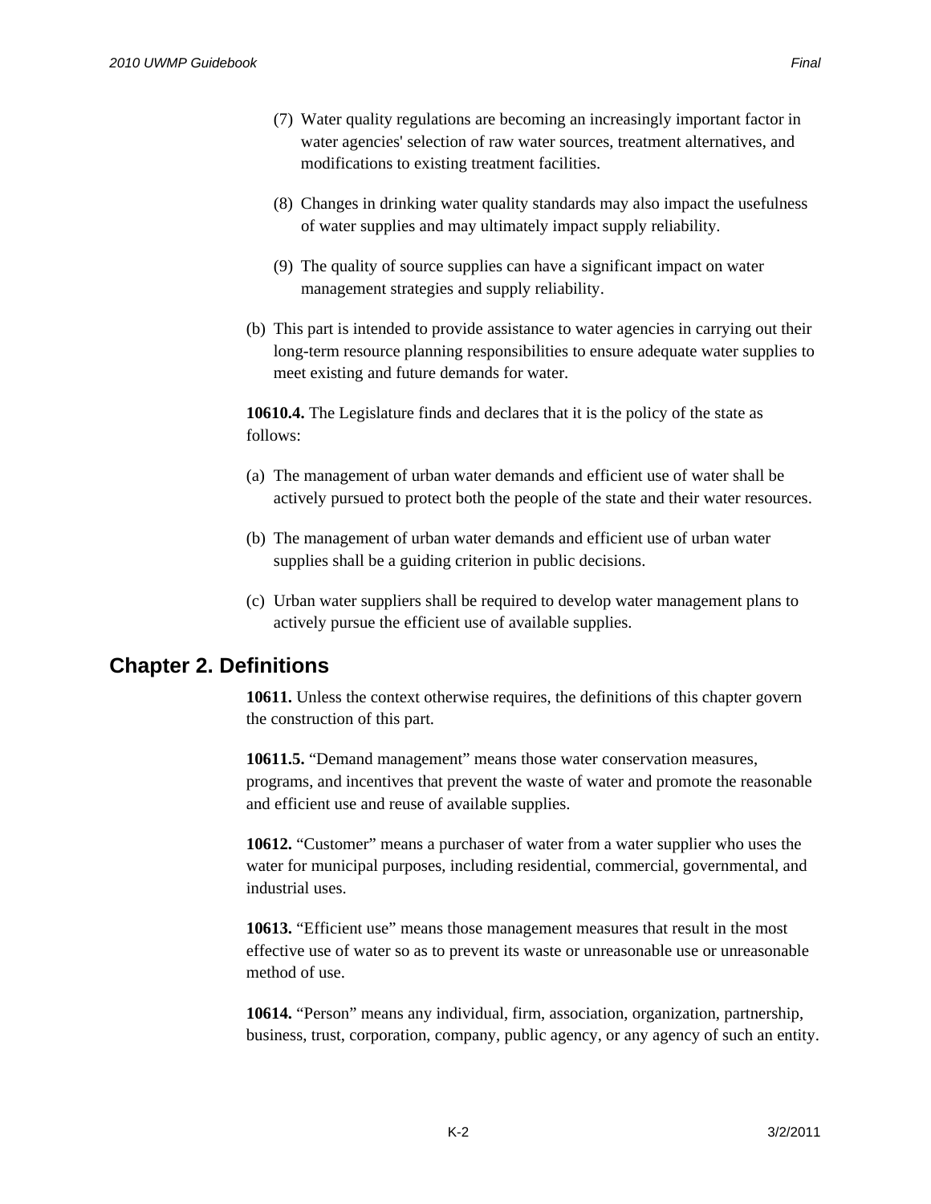(7) Water quality regulations are becoming an increasingly important factor in water agencies' selection of raw water sources, treatment alternatives, and modifications to existing treatment facilities.

(8) Changes in drinking water quality standards may also impact the usefulness of water supplies and may ultimately impact supply reliability.

(9) The quality of source supplies can have a significant impact on water management strategies and supply reliability.

(b) This part is intended to provide assistance to water agencies in carrying out their long-term resource planning responsibilities to ensure adequate water supplies to meet existing and future demands for water.

**10610.4.** The Legislature finds and declares that it is the policy of the state as follows:

(a) The management of urban water demands and efficient use of water shall be actively pursued to protect both the people of the state and their water resources.

(b) The management of urban water demands and efficient use of urban water supplies shall be a guiding criterion in public decisions.

(c) Urban water suppliers shall be required to develop water management plans to actively pursue the efficient use of available supplies.

## Chapter 2. Definitions

**10611.** Unless the context otherwise requires, the definitions of this chapter govern the construction of this part.

**10611.5.** "Demand management" means those water conservation measures, programs, and incentives that prevent the waste of water and promote the reasonable and efficient use and reuse of available supplies.

**10612.** "Customer" means a purchaser of water from a water supplier who uses the water for municipal purposes, including residential, commercial, governmental, and industrial uses.

**10613.** "Efficient use" means those management measures that result in the most effective use of water so as to prevent its waste or unreasonable use or unreasonable method of use.

**10614.** "Person" means any individual, firm, association, organization, partnership, business, trust, corporation, company, public agency, or any agency of such an entity.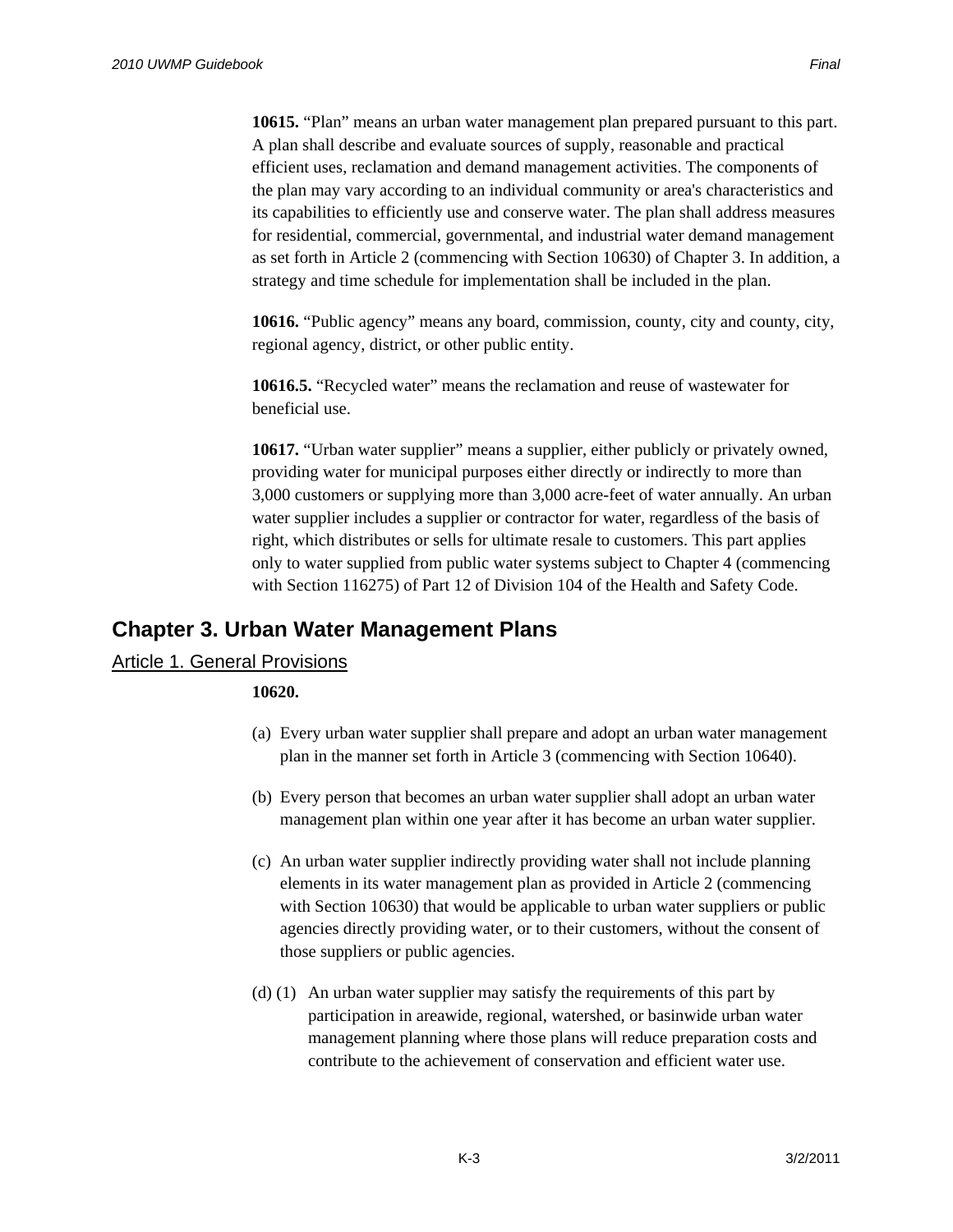**10615.** "Plan" means an urban water management plan prepared pursuant to this part. A plan shall describe and evaluate sources of supply, reasonable and practical efficient uses, reclamation and demand management activities. The components of the plan may vary according to an individual community or area's characteristics and its capabilities to efficiently use and conserve water. The plan shall address measures for residential, commercial, governmental, and industrial water demand management as set forth in Article 2 (commencing with Section 10630) of Chapter 3. In addition, a strategy and time schedule for implementation shall be included in the plan.

**10616.** "Public agency" means any board, commission, county, city and county, city, regional agency, district, or other public entity.

**10616.5.** "Recycled water" means the reclamation and reuse of wastewater for beneficial use.

**10617.** "Urban water supplier" means a supplier, either publicly or privately owned, providing water for municipal purposes either directly or indirectly to more than 3,000 customers or supplying more than 3,000 acre-feet of water annually. An urban water supplier includes a supplier or contractor for water, regardless of the basis of right, which distributes or sells for ultimate resale to customers. This part applies only to water supplied from public water systems subject to Chapter 4 (commencing with Section 116275) of Part 12 of Division 104 of the Health and Safety Code.

## Chapter 3. Urban Water Management Plans

### Article 1. General Provisions

**10620.**

(a) Every urban water supplier shall prepare and adopt an urban water management plan in the manner set forth in Article 3 (commencing with Section 10640).

(b) Every person that becomes an urban water supplier shall adopt an urban water management plan within one year after it has become an urban water supplier.

(c) An urban water supplier indirectly providing water shall not include planning elements in its water management plan as provided in Article 2 (commencing with Section 10630) that would be applicable to urban water suppliers or public agencies directly providing water, or to their customers, without the consent of those suppliers or public agencies.

(d) (1) An urban water supplier may satisfy the requirements of this part by participation in areawide, regional, watershed, or basinwide urban water management planning where those plans will reduce preparation costs and contribute to the achievement of conservation and efficient water use.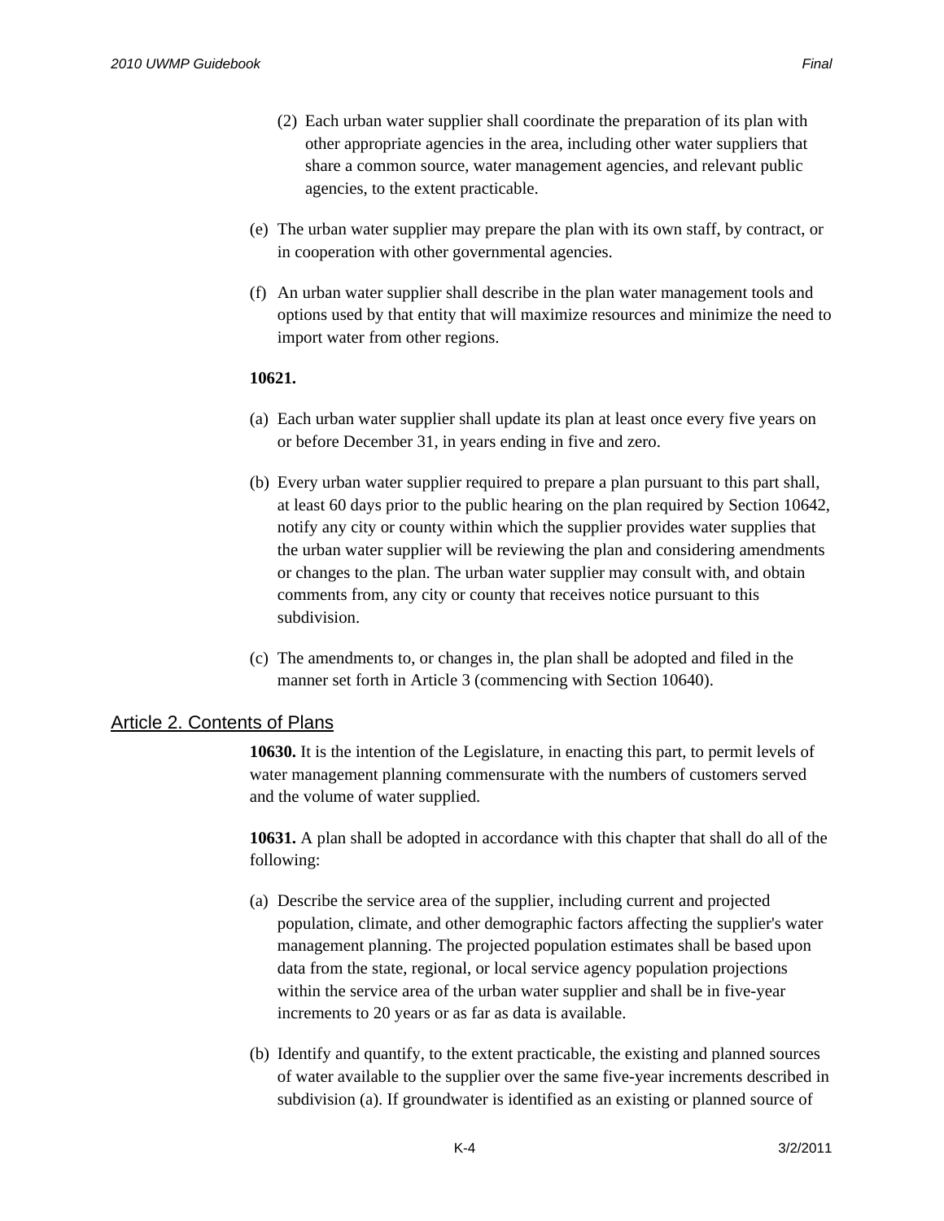(2) Each urban water supplier shall coordinate the preparation of its plan with other appropriate agencies in the area, including other water suppliers that share a common source, water management agencies, and relevant public agencies, to the extent practicable.

(e) The urban water supplier may prepare the plan with its own staff, by contract, or in cooperation with other governmental agencies.

(f) An urban water supplier shall describe in the plan water management tools and options used by that entity that will maximize resources and minimize the need to import water from other regions.

**10621.**

(a) Each urban water supplier shall update its plan at least once every five years on or before December 31, in years ending in five and zero.

(b) Every urban water supplier required to prepare a plan pursuant to this part shall, at least 60 days prior to the public hearing on the plan required by Section 10642, notify any city or county within which the supplier provides water supplies that the urban water supplier will be reviewing the plan and considering amendments or changes to the plan. The urban water supplier may consult with, and obtain comments from, any city or county that receives notice pursuant to this subdivision.

(c) The amendments to, or changes in, the plan shall be adopted and filed in the manner set forth in Article 3 (commencing with Section 10640).

## Article 2. Contents of Plans

**10630.** It is the intention of the Legislature, in enacting this part, to permit levels of water management planning commensurate with the numbers of customers served and the volume of water supplied.

**10631.** A plan shall be adopted in accordance with this chapter that shall do all of the following:

(a) Describe the service area of the supplier, including current and projected population, climate, and other demographic factors affecting the supplier's water management planning. The projected population estimates shall be based upon data from the state, regional, or local service agency population projections within the service area of the urban water supplier and shall be in five-year increments to 20 years or as far as data is available.

(b) Identify and quantify, to the extent practicable, the existing and planned sources of water available to the supplier over the same five-year increments described in subdivision (a). If groundwater is identified as an existing or planned source of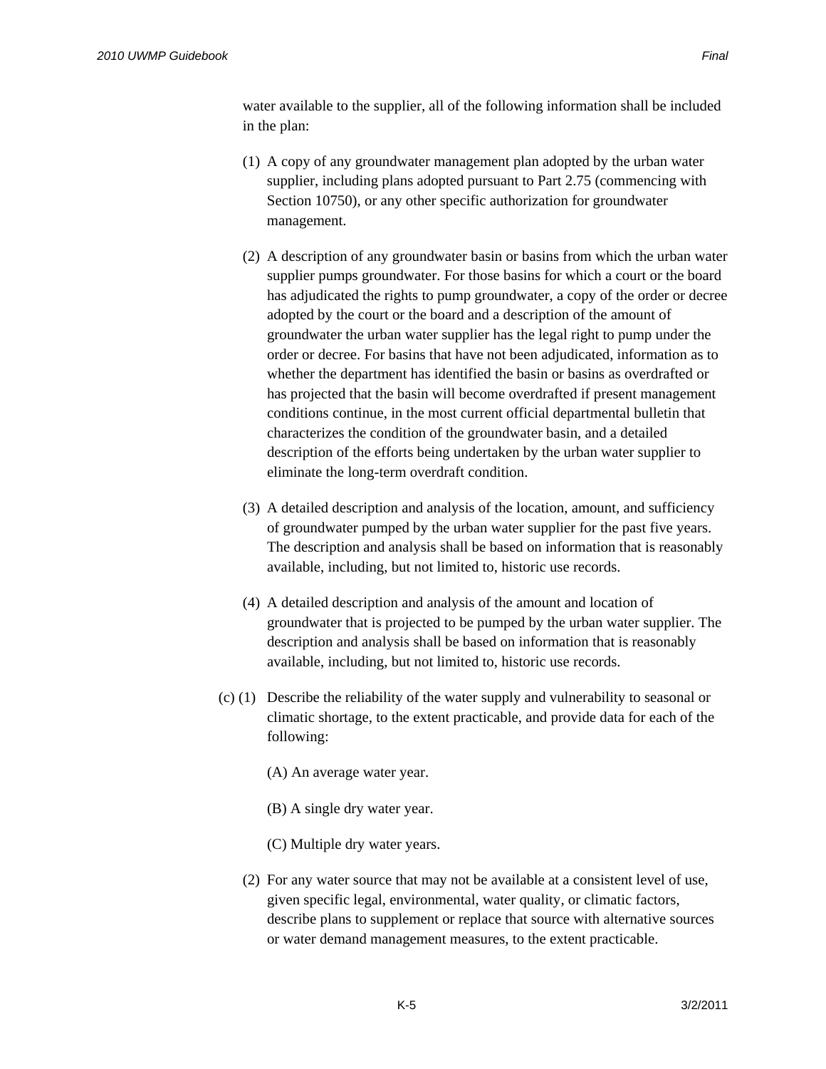water available to the supplier, all of the following information shall be included in the plan:

(1) A copy of any groundwater management plan adopted by the urban water supplier, including plans adopted pursuant to Part 2.75 (commencing with Section 10750), or any other specific authorization for groundwater management.

(2) A description of any groundwater basin or basins from which the urban water supplier pumps groundwater. For those basins for which a court or the board has adjudicated the rights to pump groundwater, a copy of the order or decree adopted by the court or the board and a description of the amount of groundwater the urban water supplier has the legal right to pump under the order or decree. For basins that have not been adjudicated, information as to whether the department has identified the basin or basins as overdrafted or has projected that the basin will become overdrafted if present management conditions continue, in the most current official departmental bulletin that characterizes the condition of the groundwater basin, and a detailed description of the efforts being undertaken by the urban water supplier to eliminate the long-term overdraft condition.

(3) A detailed description and analysis of the location, amount, and sufficiency of groundwater pumped by the urban water supplier for the past five years. The description and analysis shall be based on information that is reasonably available, including, but not limited to, historic use records.

(4) A detailed description and analysis of the amount and location of groundwater that is projected to be pumped by the urban water supplier. The description and analysis shall be based on information that is reasonably available, including, but not limited to, historic use records.

(c) (1) Describe the reliability of the water supply and vulnerability to seasonal or climatic shortage, to the extent practicable, and provide data for each of the following:

(A) An average water year.

(B) A single dry water year.

(C) Multiple dry water years.

(2) For any water source that may not be available at a consistent level of use, given specific legal, environmental, water quality, or climatic factors, describe plans to supplement or replace that source with alternative sources or water demand management measures, to the extent practicable.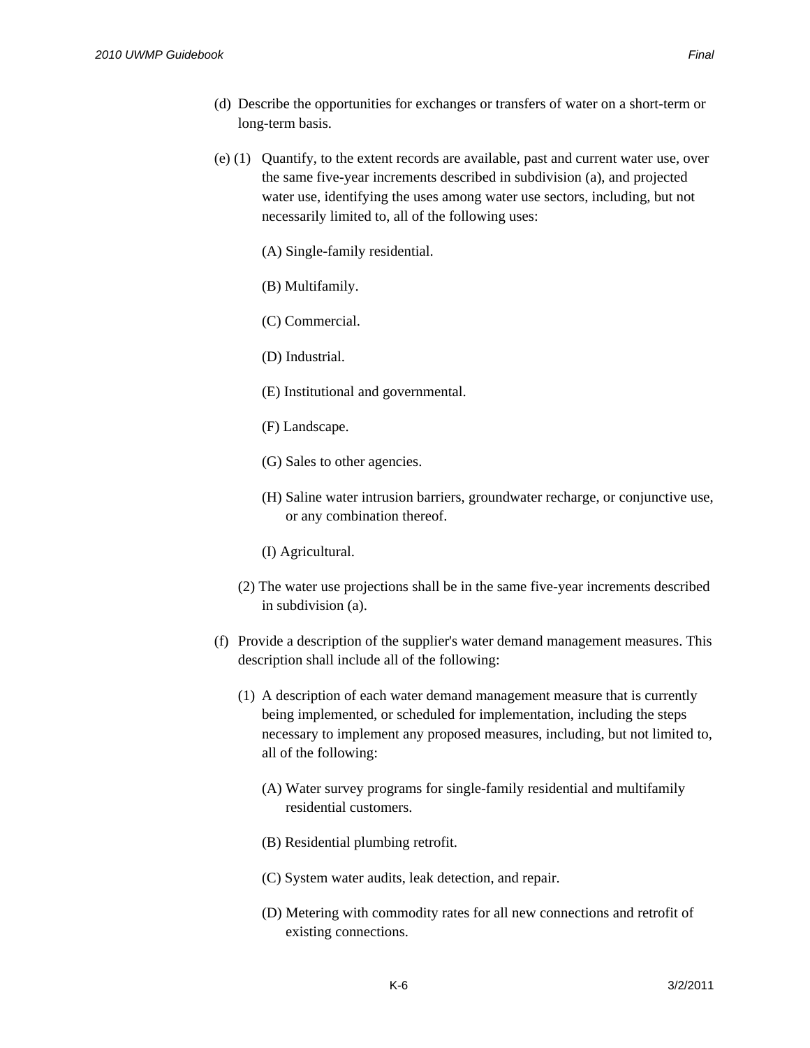(d) Describe the opportunities for exchanges or transfers of water on a short-term or long-term basis.

(e) (1) Quantify, to the extent records are available, past and current water use, over the same five-year increments described in subdivision (a), and projected water use, identifying the uses among water use sectors, including, but not necessarily limited to, all of the following uses:

(A) Single-family residential.

(B) Multifamily.

(C) Commercial.

(D) Industrial.

(E) Institutional and governmental.

(F) Landscape.

(G) Sales to other agencies.

(H) Saline water intrusion barriers, groundwater recharge, or conjunctive use, or any combination thereof.

(I) Agricultural.

(2) The water use projections shall be in the same five-year increments described in subdivision (a).

(f) Provide a description of the supplier's water demand management measures. This description shall include all of the following:

(1) A description of each water demand management measure that is currently being implemented, or scheduled for implementation, including the steps necessary to implement any proposed measures, including, but not limited to, all of the following:

(A) Water survey programs for single-family residential and multifamily residential customers.

(B) Residential plumbing retrofit.

(C) System water audits, leak detection, and repair.

(D) Metering with commodity rates for all new connections and retrofit of existing connections.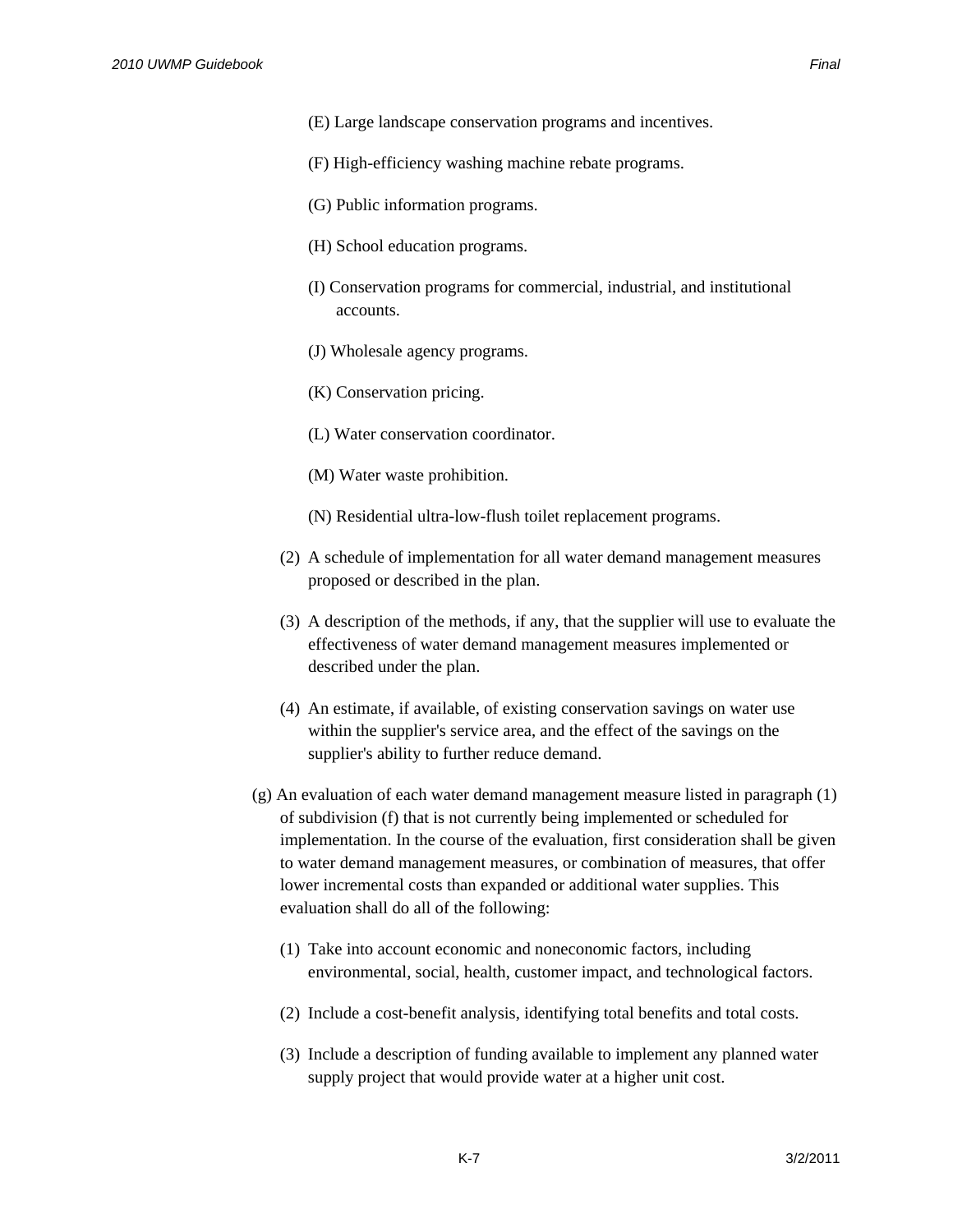(E) Large landscape conservation programs and incentives.

(F) High-efficiency washing machine rebate programs.

(G) Public information programs.

(H) School education programs.

(I) Conservation programs for commercial, industrial, and institutional accounts.

(J) Wholesale agency programs.

(K) Conservation pricing.

(L) Water conservation coordinator.

(M) Water waste prohibition.

(N) Residential ultra-low-flush toilet replacement programs.

(2) A schedule of implementation for all water demand management measures proposed or described in the plan.

(3) A description of the methods, if any, that the supplier will use to evaluate the effectiveness of water demand management measures implemented or described under the plan.

(4) An estimate, if available, of existing conservation savings on water use within the supplier's service area, and the effect of the savings on the supplier's ability to further reduce demand.

(g) An evaluation of each water demand management measure listed in paragraph (1) of subdivision (f) that is not currently being implemented or scheduled for implementation. In the course of the evaluation, first consideration shall be given to water demand management measures, or combination of measures, that offer lower incremental costs than expanded or additional water supplies. This evaluation shall do all of the following:

(1) Take into account economic and noneconomic factors, including environmental, social, health, customer impact, and technological factors.

(2) Include a cost-benefit analysis, identifying total benefits and total costs.

(3) Include a description of funding available to implement any planned water supply project that would provide water at a higher unit cost.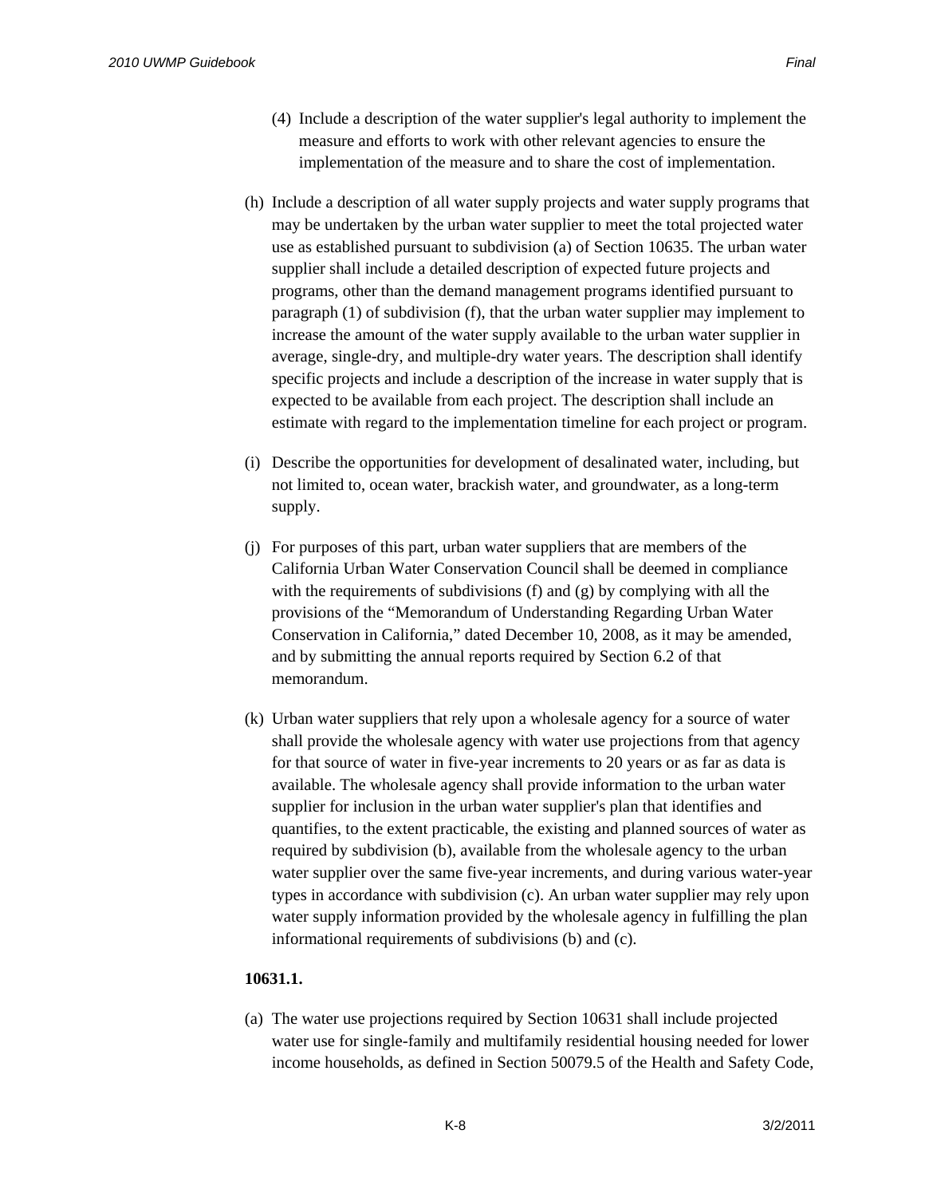(4) Include a description of the water supplier's legal authority to implement the measure and efforts to work with other relevant agencies to ensure the implementation of the measure and to share the cost of implementation.

(h) Include a description of all water supply projects and water supply programs that may be undertaken by the urban water supplier to meet the total projected water use as established pursuant to subdivision (a) of Section 10635. The urban water supplier shall include a detailed description of expected future projects and programs, other than the demand management programs identified pursuant to paragraph (1) of subdivision (f), that the urban water supplier may implement to increase the amount of the water supply available to the urban water supplier in average, single-dry, and multiple-dry water years. The description shall identify specific projects and include a description of the increase in water supply that is expected to be available from each project. The description shall include an estimate with regard to the implementation timeline for each project or program.

(i) Describe the opportunities for development of desalinated water, including, but not limited to, ocean water, brackish water, and groundwater, as a long-term supply.

(j) For purposes of this part, urban water suppliers that are members of the California Urban Water Conservation Council shall be deemed in compliance with the requirements of subdivisions (f) and (g) by complying with all the provisions of the "Memorandum of Understanding Regarding Urban Water Conservation in California," dated December 10, 2008, as it may be amended, and by submitting the annual reports required by Section 6.2 of that memorandum.

(k) Urban water suppliers that rely upon a wholesale agency for a source of water shall provide the wholesale agency with water use projections from that agency for that source of water in five-year increments to 20 years or as far as data is available. The wholesale agency shall provide information to the urban water supplier for inclusion in the urban water supplier's plan that identifies and quantifies, to the extent practicable, the existing and planned sources of water as required by subdivision (b), available from the wholesale agency to the urban water supplier over the same five-year increments, and during various water-year types in accordance with subdivision (c). An urban water supplier may rely upon water supply information provided by the wholesale agency in fulfilling the plan informational requirements of subdivisions (b) and (c).

**10631.1.**

(a) The water use projections required by Section 10631 shall include projected water use for single-family and multifamily residential housing needed for lower income households, as defined in Section 50079.5 of the Health and Safety Code,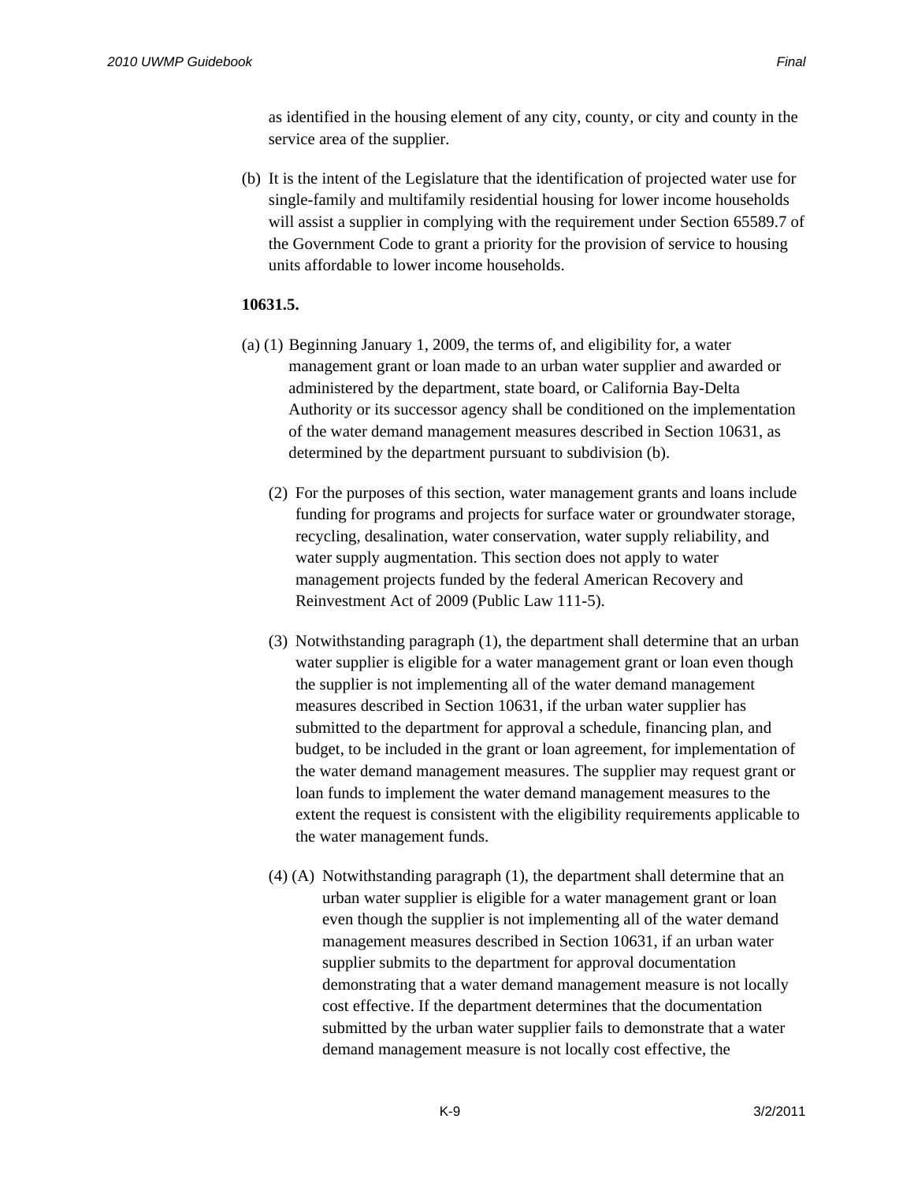as identified in the housing element of any city, county, or city and county in the service area of the supplier.

(b) It is the intent of the Legislature that the identification of projected water use for single-family and multifamily residential housing for lower income households will assist a supplier in complying with the requirement under Section 65589.7 of the Government Code to grant a priority for the provision of service to housing units affordable to lower income households.

**10631.5.**

(a) (1) Beginning January 1, 2009, the terms of, and eligibility for, a water management grant or loan made to an urban water supplier and awarded or administered by the department, state board, or California Bay-Delta Authority or its successor agency shall be conditioned on the implementation of the water demand management measures described in Section 10631, as determined by the department pursuant to subdivision (b).

(2) For the purposes of this section, water management grants and loans include funding for programs and projects for surface water or groundwater storage, recycling, desalination, water conservation, water supply reliability, and water supply augmentation. This section does not apply to water management projects funded by the federal American Recovery and Reinvestment Act of 2009 (Public Law 111-5).

(3) Notwithstanding paragraph (1), the department shall determine that an urban water supplier is eligible for a water management grant or loan even though the supplier is not implementing all of the water demand management measures described in Section 10631, if the urban water supplier has submitted to the department for approval a schedule, financing plan, and budget, to be included in the grant or loan agreement, for implementation of the water demand management measures. The supplier may request grant or loan funds to implement the water demand management measures to the extent the request is consistent with the eligibility requirements applicable to the water management funds.

(4) (A) Notwithstanding paragraph (1), the department shall determine that an urban water supplier is eligible for a water management grant or loan even though the supplier is not implementing all of the water demand management measures described in Section 10631, if an urban water supplier submits to the department for approval documentation demonstrating that a water demand management measure is not locally cost effective. If the department determines that the documentation submitted by the urban water supplier fails to demonstrate that a water demand management measure is not locally cost effective, the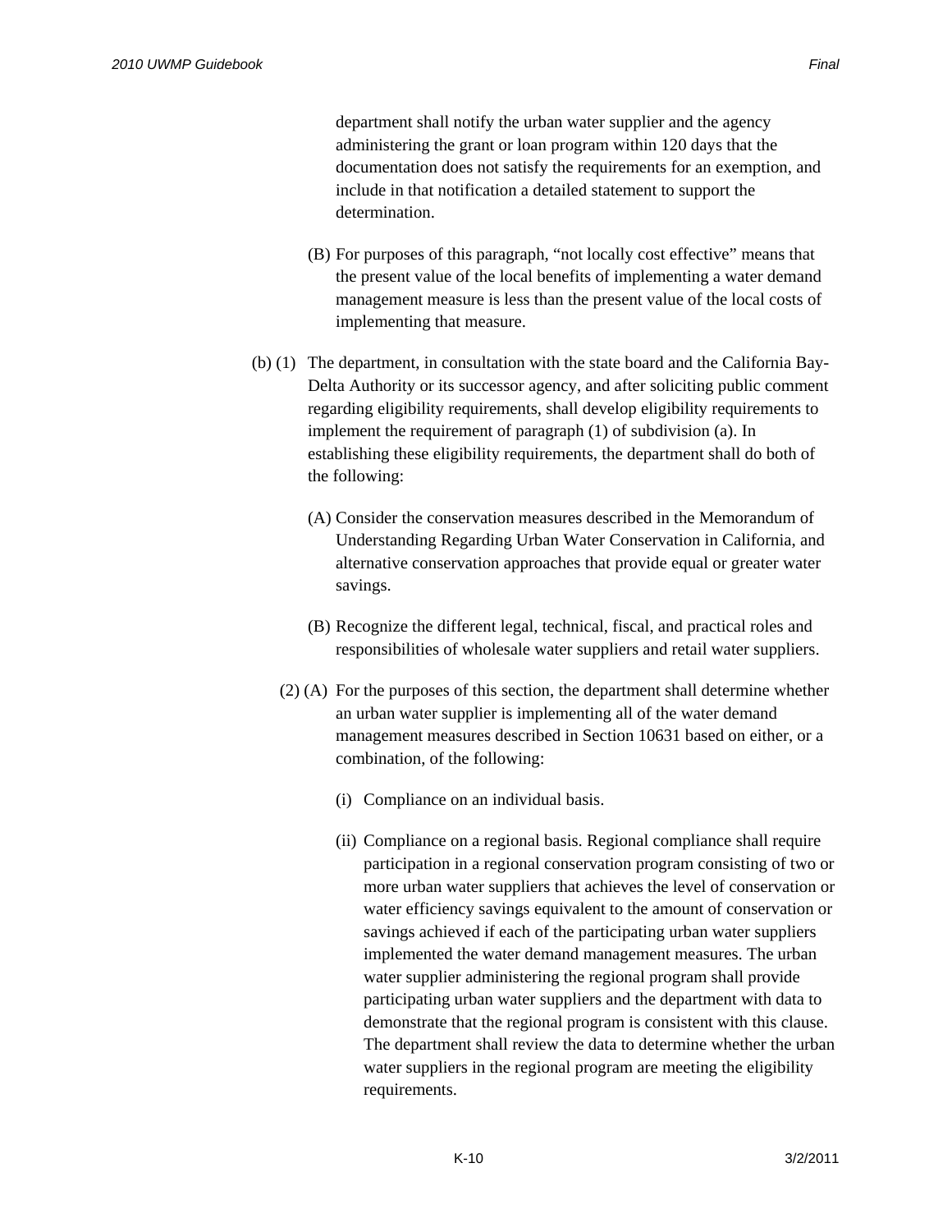department shall notify the urban water supplier and the agency administering the grant or loan program within 120 days that the documentation does not satisfy the requirements for an exemption, and include in that notification a detailed statement to support the determination.

(B) For purposes of this paragraph, "not locally cost effective" means that the present value of the local benefits of implementing a water demand management measure is less than the present value of the local costs of implementing that measure.

(b) (1) The department, in consultation with the state board and the California Bay-Delta Authority or its successor agency, and after soliciting public comment regarding eligibility requirements, shall develop eligibility requirements to implement the requirement of paragraph (1) of subdivision (a). In establishing these eligibility requirements, the department shall do both of the following:

(A) Consider the conservation measures described in the Memorandum of Understanding Regarding Urban Water Conservation in California, and alternative conservation approaches that provide equal or greater water savings.

(B) Recognize the different legal, technical, fiscal, and practical roles and responsibilities of wholesale water suppliers and retail water suppliers.

(2) (A) For the purposes of this section, the department shall determine whether an urban water supplier is implementing all of the water demand management measures described in Section 10631 based on either, or a combination, of the following:

(i) Compliance on an individual basis.

(ii) Compliance on a regional basis. Regional compliance shall require participation in a regional conservation program consisting of two or more urban water suppliers that achieves the level of conservation or water efficiency savings equivalent to the amount of conservation or savings achieved if each of the participating urban water suppliers implemented the water demand management measures. The urban water supplier administering the regional program shall provide participating urban water suppliers and the department with data to demonstrate that the regional program is consistent with this clause. The department shall review the data to determine whether the urban water suppliers in the regional program are meeting the eligibility requirements.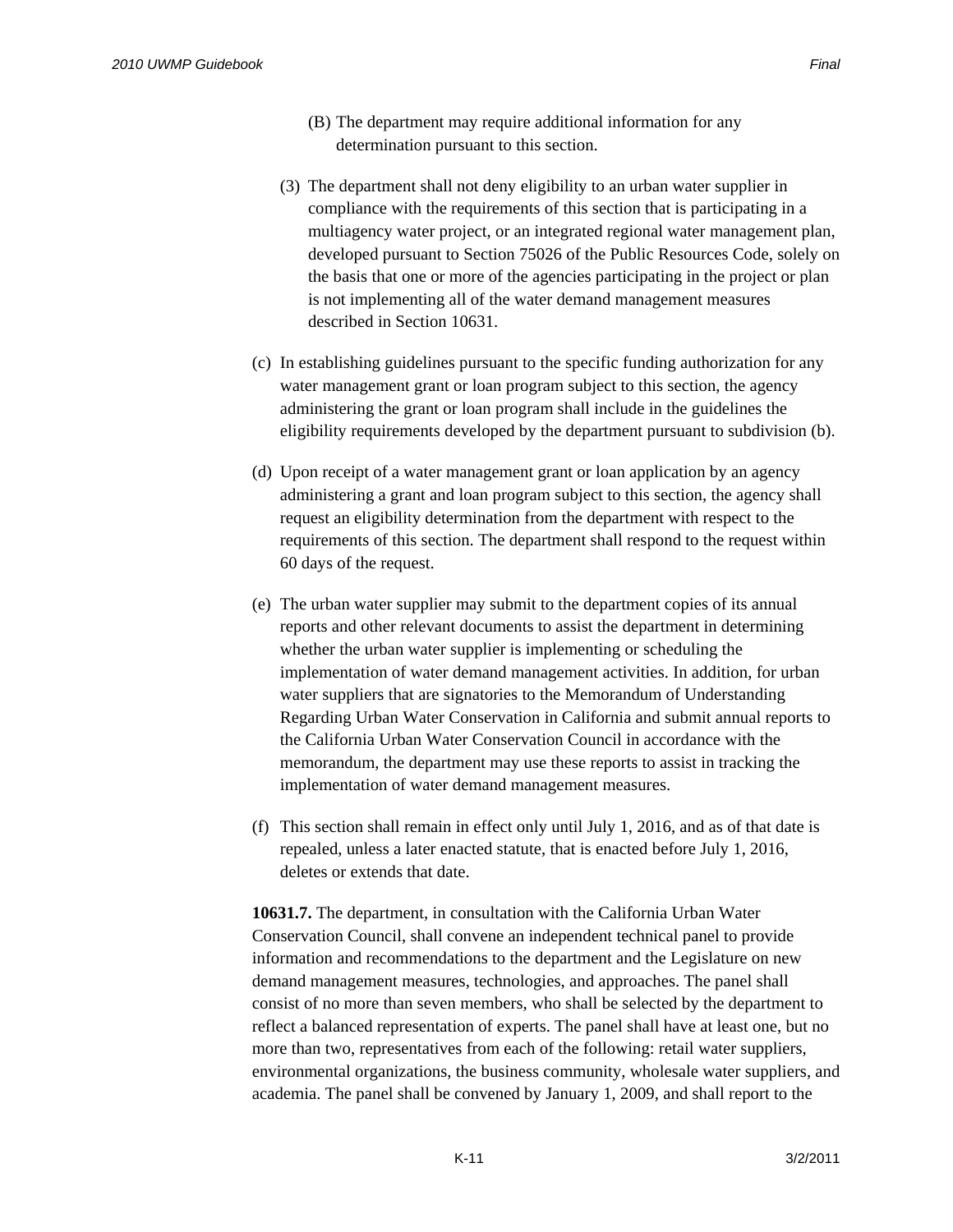(B) The department may require additional information for any determination pursuant to this section.

(3) The department shall not deny eligibility to an urban water supplier in compliance with the requirements of this section that is participating in a multiagency water project, or an integrated regional water management plan, developed pursuant to Section 75026 of the Public Resources Code, solely on the basis that one or more of the agencies participating in the project or plan is not implementing all of the water demand management measures described in Section 10631.

(c) In establishing guidelines pursuant to the specific funding authorization for any water management grant or loan program subject to this section, the agency administering the grant or loan program shall include in the guidelines the eligibility requirements developed by the department pursuant to subdivision (b).

(d) Upon receipt of a water management grant or loan application by an agency administering a grant and loan program subject to this section, the agency shall request an eligibility determination from the department with respect to the requirements of this section. The department shall respond to the request within 60 days of the request.

(e) The urban water supplier may submit to the department copies of its annual reports and other relevant documents to assist the department in determining whether the urban water supplier is implementing or scheduling the implementation of water demand management activities. In addition, for urban water suppliers that are signatories to the Memorandum of Understanding Regarding Urban Water Conservation in California and submit annual reports to the California Urban Water Conservation Council in accordance with the memorandum, the department may use these reports to assist in tracking the implementation of water demand management measures.

(f) This section shall remain in effect only until July 1, 2016, and as of that date is repealed, unless a later enacted statute, that is enacted before July 1, 2016, deletes or extends that date.

**10631.7.** The department, in consultation with the California Urban Water Conservation Council, shall convene an independent technical panel to provide information and recommendations to the department and the Legislature on new demand management measures, technologies, and approaches. The panel shall consist of no more than seven members, who shall be selected by the department to reflect a balanced representation of experts. The panel shall have at least one, but no more than two, representatives from each of the following: retail water suppliers, environmental organizations, the business community, wholesale water suppliers, and academia. The panel shall be convened by January 1, 2009, and shall report to the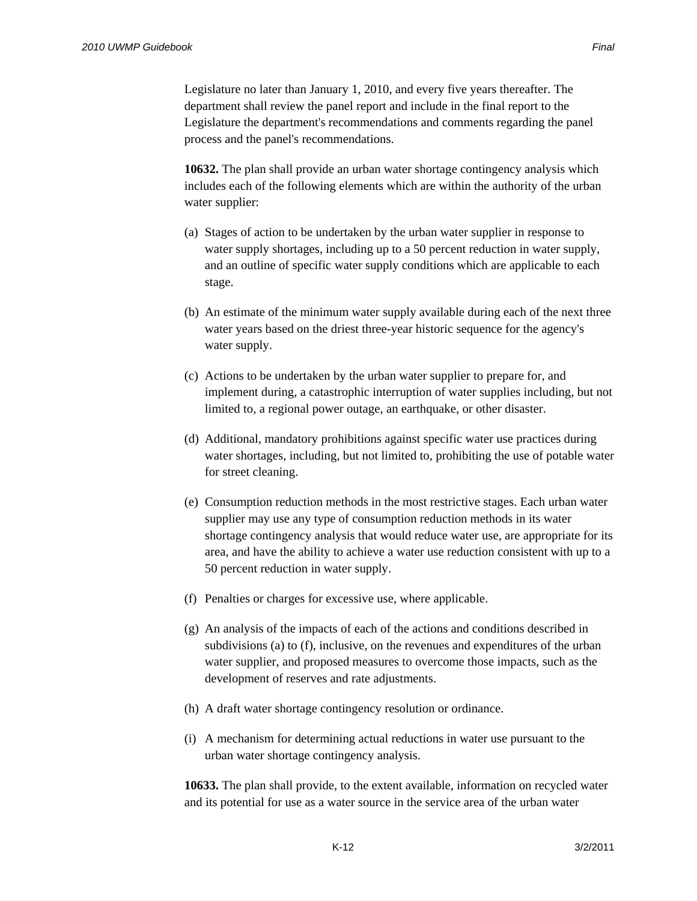Legislature no later than January 1, 2010, and every five years thereafter. The department shall review the panel report and include in the final report to the Legislature the department's recommendations and comments regarding the panel process and the panel's recommendations.

**10632.** The plan shall provide an urban water shortage contingency analysis which includes each of the following elements which are within the authority of the urban water supplier:

(a) Stages of action to be undertaken by the urban water supplier in response to water supply shortages, including up to a 50 percent reduction in water supply, and an outline of specific water supply conditions which are applicable to each stage.

(b) An estimate of the minimum water supply available during each of the next three water years based on the driest three-year historic sequence for the agency's water supply.

(c) Actions to be undertaken by the urban water supplier to prepare for, and implement during, a catastrophic interruption of water supplies including, but not limited to, a regional power outage, an earthquake, or other disaster.

(d) Additional, mandatory prohibitions against specific water use practices during water shortages, including, but not limited to, prohibiting the use of potable water for street cleaning.

(e) Consumption reduction methods in the most restrictive stages. Each urban water supplier may use any type of consumption reduction methods in its water shortage contingency analysis that would reduce water use, are appropriate for its area, and have the ability to achieve a water use reduction consistent with up to a 50 percent reduction in water supply.

(f) Penalties or charges for excessive use, where applicable.

(g) An analysis of the impacts of each of the actions and conditions described in subdivisions (a) to (f), inclusive, on the revenues and expenditures of the urban water supplier, and proposed measures to overcome those impacts, such as the development of reserves and rate adjustments.

(h) A draft water shortage contingency resolution or ordinance.

(i) A mechanism for determining actual reductions in water use pursuant to the urban water shortage contingency analysis.

**10633.** The plan shall provide, to the extent available, information on recycled water and its potential for use as a water source in the service area of the urban water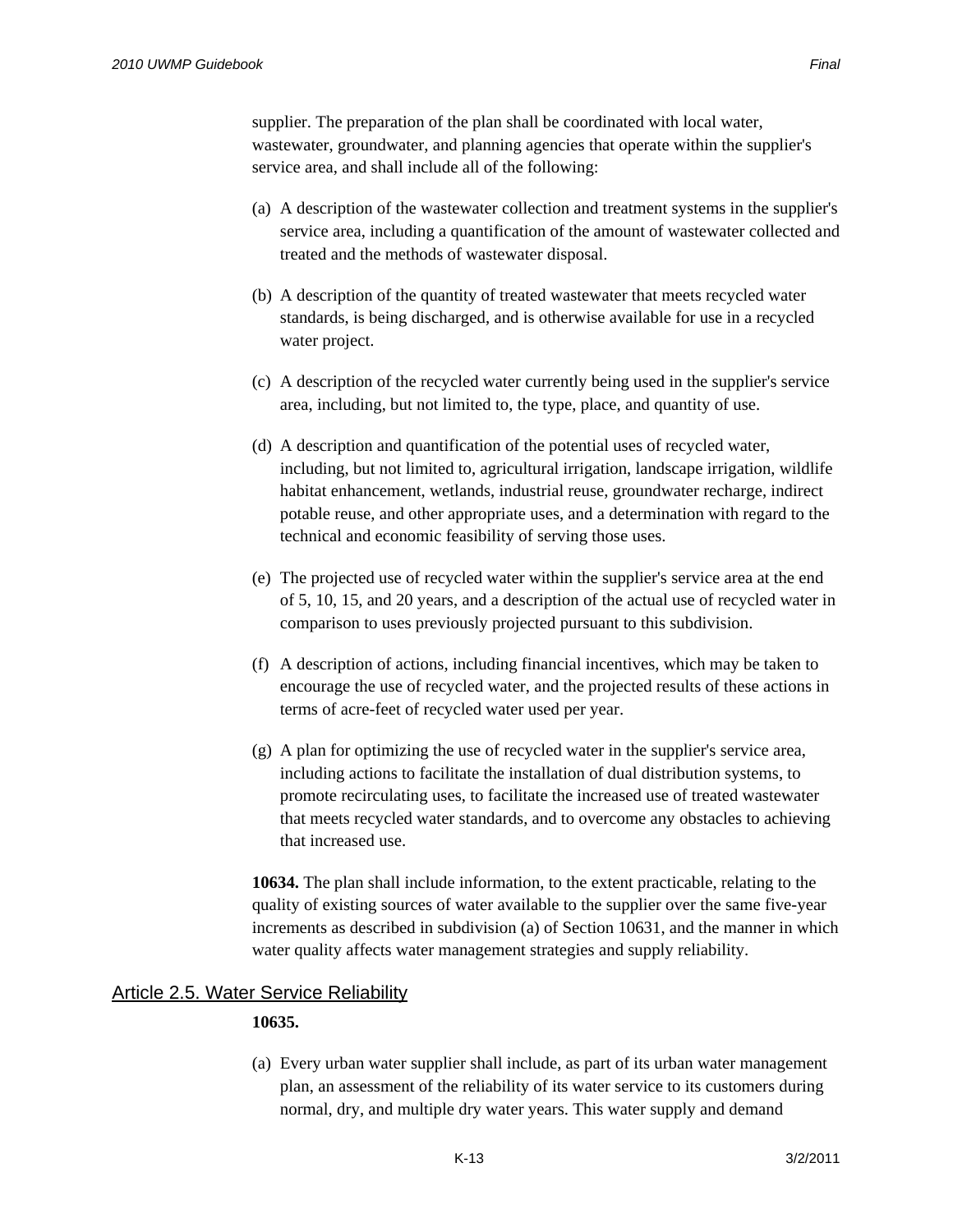supplier. The preparation of the plan shall be coordinated with local water, wastewater, groundwater, and planning agencies that operate within the supplier's service area, and shall include all of the following:

(a) A description of the wastewater collection and treatment systems in the supplier's service area, including a quantification of the amount of wastewater collected and treated and the methods of wastewater disposal.

(b) A description of the quantity of treated wastewater that meets recycled water standards, is being discharged, and is otherwise available for use in a recycled water project.

(c) A description of the recycled water currently being used in the supplier's service area, including, but not limited to, the type, place, and quantity of use.

(d) A description and quantification of the potential uses of recycled water, including, but not limited to, agricultural irrigation, landscape irrigation, wildlife habitat enhancement, wetlands, industrial reuse, groundwater recharge, indirect potable reuse, and other appropriate uses, and a determination with regard to the technical and economic feasibility of serving those uses.

(e) The projected use of recycled water within the supplier's service area at the end of 5, 10, 15, and 20 years, and a description of the actual use of recycled water in comparison to uses previously projected pursuant to this subdivision.

(f) A description of actions, including financial incentives, which may be taken to encourage the use of recycled water, and the projected results of these actions in terms of acre-feet of recycled water used per year.

(g) A plan for optimizing the use of recycled water in the supplier's service area, including actions to facilitate the installation of dual distribution systems, to promote recirculating uses, to facilitate the increased use of treated wastewater that meets recycled water standards, and to overcome any obstacles to achieving that increased use.

**10634.** The plan shall include information, to the extent practicable, relating to the quality of existing sources of water available to the supplier over the same five-year increments as described in subdivision (a) of Section 10631, and the manner in which water quality affects water management strategies and supply reliability.

## Article 2.5. Water Service Reliability

**10635.**

(a) Every urban water supplier shall include, as part of its urban water management plan, an assessment of the reliability of its water service to its customers during normal, dry, and multiple dry water years. This water supply and demand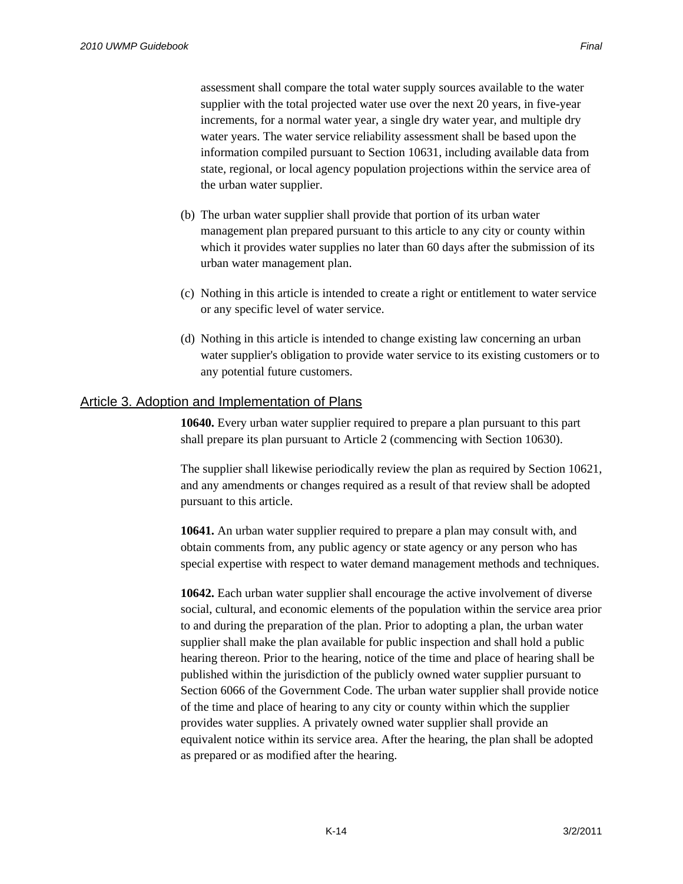assessment shall compare the total water supply sources available to the water supplier with the total projected water use over the next 20 years, in five-year increments, for a normal water year, a single dry water year, and multiple dry water years. The water service reliability assessment shall be based upon the information compiled pursuant to Section 10631, including available data from state, regional, or local agency population projections within the service area of the urban water supplier.

(b) The urban water supplier shall provide that portion of its urban water management plan prepared pursuant to this article to any city or county within which it provides water supplies no later than 60 days after the submission of its urban water management plan.

(c) Nothing in this article is intended to create a right or entitlement to water service or any specific level of water service.

(d) Nothing in this article is intended to change existing law concerning an urban water supplier's obligation to provide water service to its existing customers or to any potential future customers.

## Article 3. Adoption and Implementation of Plans

**10640.** Every urban water supplier required to prepare a plan pursuant to this part shall prepare its plan pursuant to Article 2 (commencing with Section 10630).

The supplier shall likewise periodically review the plan as required by Section 10621, and any amendments or changes required as a result of that review shall be adopted pursuant to this article.

**10641.** An urban water supplier required to prepare a plan may consult with, and obtain comments from, any public agency or state agency or any person who has special expertise with respect to water demand management methods and techniques.

**10642.** Each urban water supplier shall encourage the active involvement of diverse social, cultural, and economic elements of the population within the service area prior to and during the preparation of the plan. Prior to adopting a plan, the urban water supplier shall make the plan available for public inspection and shall hold a public hearing thereon. Prior to the hearing, notice of the time and place of hearing shall be published within the jurisdiction of the publicly owned water supplier pursuant to Section 6066 of the Government Code. The urban water supplier shall provide notice of the time and place of hearing to any city or county within which the supplier provides water supplies. A privately owned water supplier shall provide an equivalent notice within its service area. After the hearing, the plan shall be adopted as prepared or as modified after the hearing.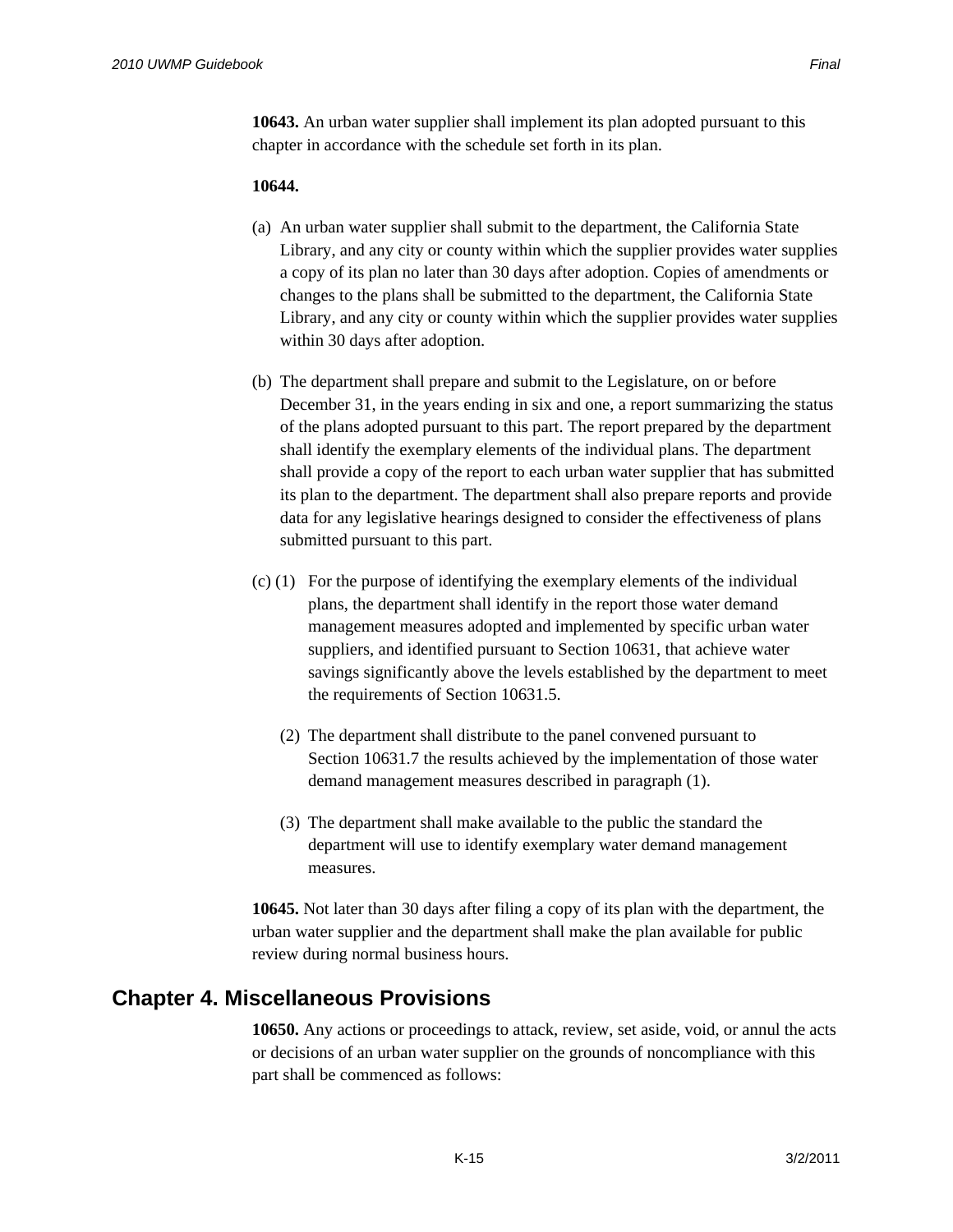**10643.** An urban water supplier shall implement its plan adopted pursuant to this chapter in accordance with the schedule set forth in its plan.

**10644.**

(a) An urban water supplier shall submit to the department, the California State Library, and any city or county within which the supplier provides water supplies a copy of its plan no later than 30 days after adoption. Copies of amendments or changes to the plans shall be submitted to the department, the California State Library, and any city or county within which the supplier provides water supplies within 30 days after adoption.

(b) The department shall prepare and submit to the Legislature, on or before December 31, in the years ending in six and one, a report summarizing the status of the plans adopted pursuant to this part. The report prepared by the department shall identify the exemplary elements of the individual plans. The department shall provide a copy of the report to each urban water supplier that has submitted its plan to the department. The department shall also prepare reports and provide data for any legislative hearings designed to consider the effectiveness of plans submitted pursuant to this part.

(c) (1) For the purpose of identifying the exemplary elements of the individual plans, the department shall identify in the report those water demand management measures adopted and implemented by specific urban water suppliers, and identified pursuant to Section 10631, that achieve water savings significantly above the levels established by the department to meet the requirements of Section 10631.5.

(2) The department shall distribute to the panel convened pursuant to Section 10631.7 the results achieved by the implementation of those water demand management measures described in paragraph (1).

(3) The department shall make available to the public the standard the department will use to identify exemplary water demand management measures.

**10645.** Not later than 30 days after filing a copy of its plan with the department, the urban water supplier and the department shall make the plan available for public review during normal business hours.

## Chapter 4. Miscellaneous Provisions

**10650.** Any actions or proceedings to attack, review, set aside, void, or annul the acts or decisions of an urban water supplier on the grounds of noncompliance with this part shall be commenced as follows: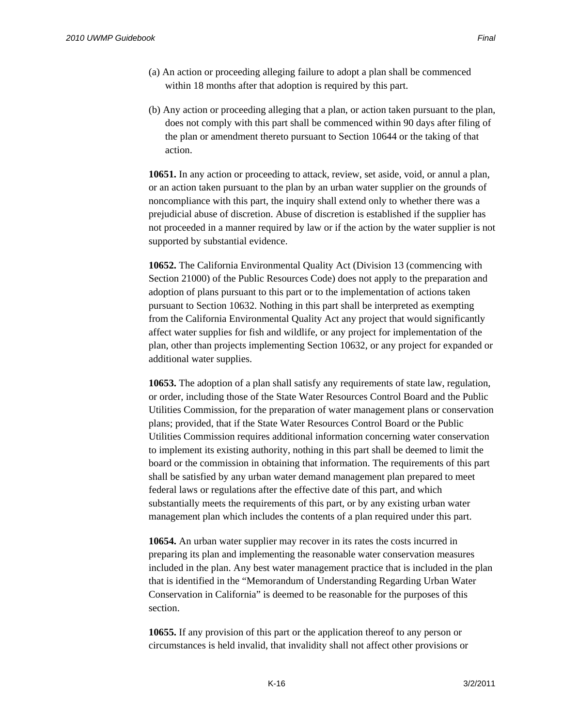(a) An action or proceeding alleging failure to adopt a plan shall be commenced within 18 months after that adoption is required by this part.

(b) Any action or proceeding alleging that a plan, or action taken pursuant to the plan, does not comply with this part shall be commenced within 90 days after filing of the plan or amendment thereto pursuant to Section 10644 or the taking of that action.

**10651.** In any action or proceeding to attack, review, set aside, void, or annul a plan, or an action taken pursuant to the plan by an urban water supplier on the grounds of noncompliance with this part, the inquiry shall extend only to whether there was a prejudicial abuse of discretion. Abuse of discretion is established if the supplier has not proceeded in a manner required by law or if the action by the water supplier is not supported by substantial evidence.

**10652.** The California Environmental Quality Act (Division 13 (commencing with Section 21000) of the Public Resources Code) does not apply to the preparation and adoption of plans pursuant to this part or to the implementation of actions taken pursuant to Section 10632. Nothing in this part shall be interpreted as exempting from the California Environmental Quality Act any project that would significantly affect water supplies for fish and wildlife, or any project for implementation of the plan, other than projects implementing Section 10632, or any project for expanded or additional water supplies.

**10653.** The adoption of a plan shall satisfy any requirements of state law, regulation, or order, including those of the State Water Resources Control Board and the Public Utilities Commission, for the preparation of water management plans or conservation plans; provided, that if the State Water Resources Control Board or the Public Utilities Commission requires additional information concerning water conservation to implement its existing authority, nothing in this part shall be deemed to limit the board or the commission in obtaining that information. The requirements of this part shall be satisfied by any urban water demand management plan prepared to meet federal laws or regulations after the effective date of this part, and which substantially meets the requirements of this part, or by any existing urban water management plan which includes the contents of a plan required under this part.

**10654.** An urban water supplier may recover in its rates the costs incurred in preparing its plan and implementing the reasonable water conservation measures included in the plan. Any best water management practice that is included in the plan that is identified in the "Memorandum of Understanding Regarding Urban Water Conservation in California" is deemed to be reasonable for the purposes of this section.

**10655.** If any provision of this part or the application thereof to any person or circumstances is held invalid, that invalidity shall not affect other provisions or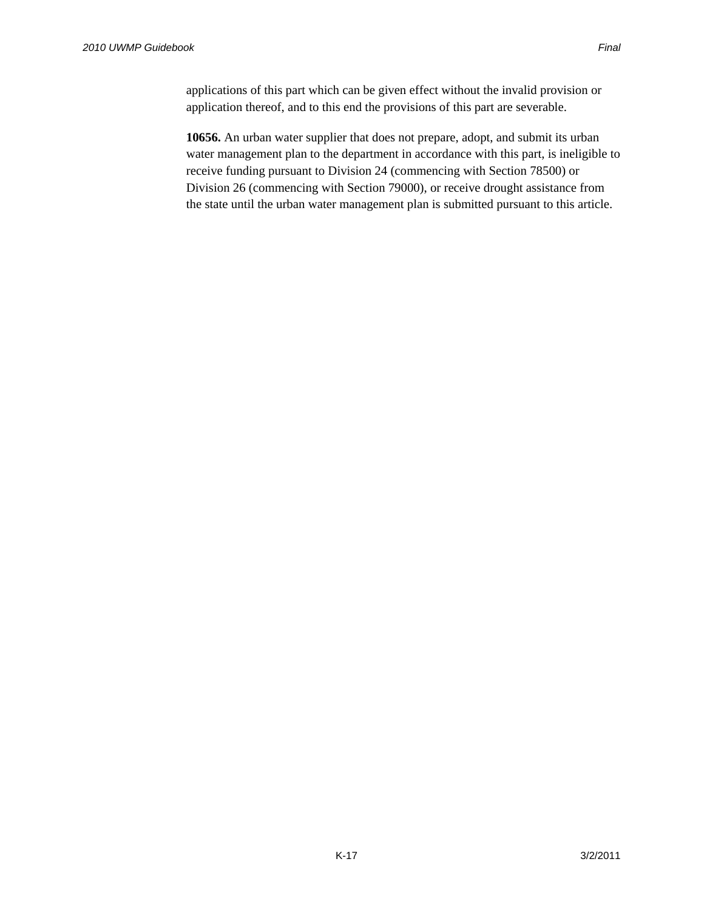applications of this part which can be given effect without the invalid provision or application thereof, and to this end the provisions of this part are severable.

**10656.** An urban water supplier that does not prepare, adopt, and submit its urban water management plan to the department in accordance with this part, is ineligible to receive funding pursuant to Division 24 (commencing with Section 78500) or Division 26 (commencing with Section 79000), or receive drought assistance from the state until the urban water management plan is submitted pursuant to this article.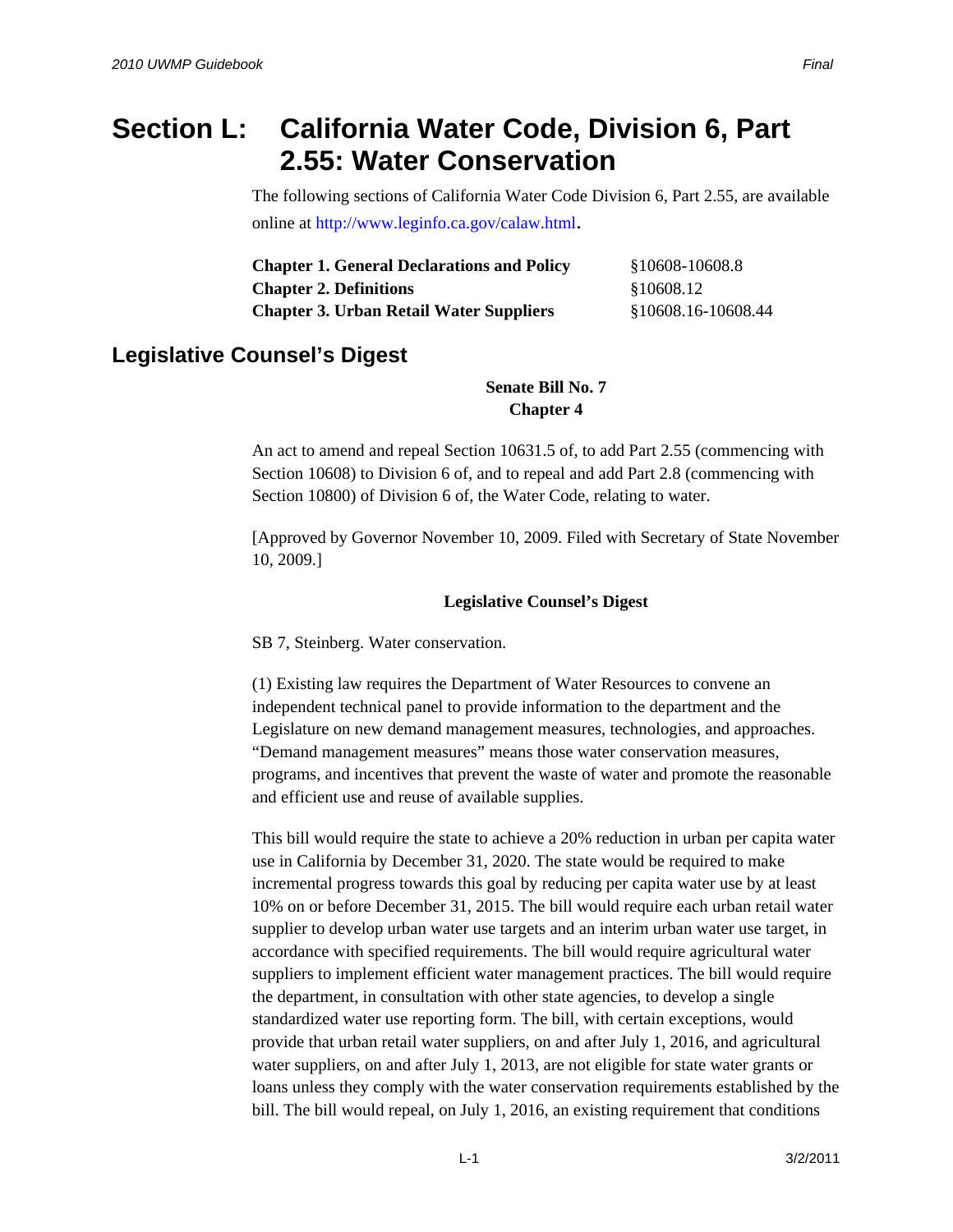# Section L: California Water Code, Division 6, Part 2.55: Water Conservation

The following sections of California Water Code Division 6, Part 2.55, are available online at http://www.leginfo.ca.gov/calaw.html.

| | |
|---|---|
| **Chapter 1. General Declarations and Policy** | §10608-10608.8 |
| **Chapter 2. Definitions** | §10608.12 |
| **Chapter 3. Urban Retail Water Suppliers** | §10608.16-10608.44 |

## Legislative Counsel's Digest

**Senate Bill No. 7**
**Chapter 4**

An act to amend and repeal Section 10631.5 of, to add Part 2.55 (commencing with Section 10608) to Division 6 of, and to repeal and add Part 2.8 (commencing with Section 10800) of Division 6 of, the Water Code, relating to water.

[Approved by Governor November 10, 2009. Filed with Secretary of State November 10, 2009.]

**Legislative Counsel's Digest**

SB 7, Steinberg. Water conservation.

(1) Existing law requires the Department of Water Resources to convene an independent technical panel to provide information to the department and the Legislature on new demand management measures, technologies, and approaches. "Demand management measures" means those water conservation measures, programs, and incentives that prevent the waste of water and promote the reasonable and efficient use and reuse of available supplies.

This bill would require the state to achieve a 20% reduction in urban per capita water use in California by December 31, 2020. The state would be required to make incremental progress towards this goal by reducing per capita water use by at least 10% on or before December 31, 2015. The bill would require each urban retail water supplier to develop urban water use targets and an interim urban water use target, in accordance with specified requirements. The bill would require agricultural water suppliers to implement efficient water management practices. The bill would require the department, in consultation with other state agencies, to develop a single standardized water use reporting form. The bill, with certain exceptions, would provide that urban retail water suppliers, on and after July 1, 2016, and agricultural water suppliers, on and after July 1, 2013, are not eligible for state water grants or loans unless they comply with the water conservation requirements established by the bill. The bill would repeal, on July 1, 2016, an existing requirement that conditions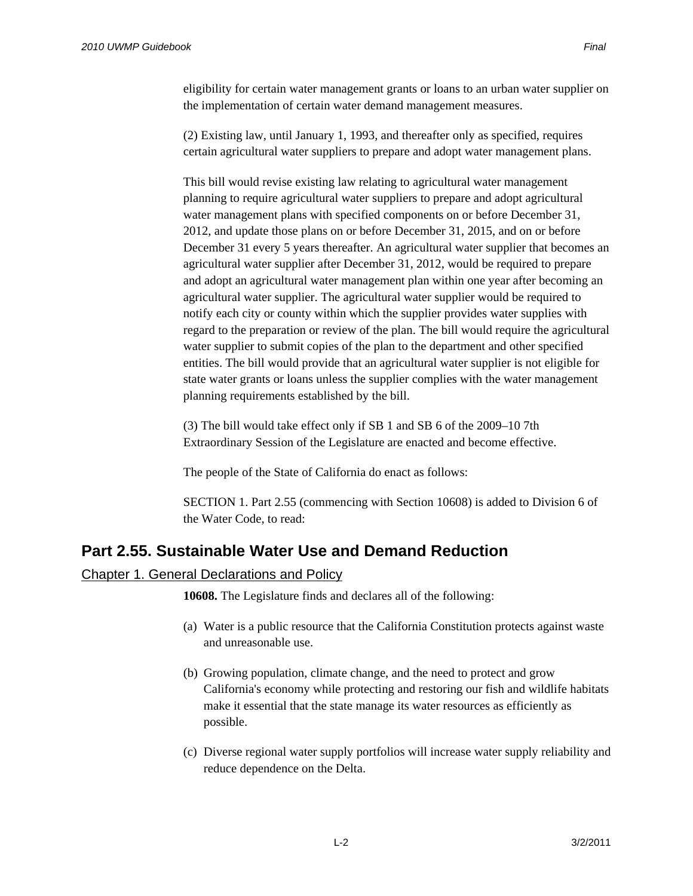eligibility for certain water management grants or loans to an urban water supplier on the implementation of certain water demand management measures.

(2) Existing law, until January 1, 1993, and thereafter only as specified, requires certain agricultural water suppliers to prepare and adopt water management plans.

This bill would revise existing law relating to agricultural water management planning to require agricultural water suppliers to prepare and adopt agricultural water management plans with specified components on or before December 31, 2012, and update those plans on or before December 31, 2015, and on or before December 31 every 5 years thereafter. An agricultural water supplier that becomes an agricultural water supplier after December 31, 2012, would be required to prepare and adopt an agricultural water management plan within one year after becoming an agricultural water supplier. The agricultural water supplier would be required to notify each city or county within which the supplier provides water supplies with regard to the preparation or review of the plan. The bill would require the agricultural water supplier to submit copies of the plan to the department and other specified entities. The bill would provide that an agricultural water supplier is not eligible for state water grants or loans unless the supplier complies with the water management planning requirements established by the bill.

(3) The bill would take effect only if SB 1 and SB 6 of the 2009–10 7th Extraordinary Session of the Legislature are enacted and become effective.

The people of the State of California do enact as follows:

SECTION 1. Part 2.55 (commencing with Section 10608) is added to Division 6 of the Water Code, to read:

## Part 2.55. Sustainable Water Use and Demand Reduction

### Chapter 1. General Declarations and Policy

**10608.** The Legislature finds and declares all of the following:

(a) Water is a public resource that the California Constitution protects against waste and unreasonable use.

(b) Growing population, climate change, and the need to protect and grow California's economy while protecting and restoring our fish and wildlife habitats make it essential that the state manage its water resources as efficiently as possible.

(c) Diverse regional water supply portfolios will increase water supply reliability and reduce dependence on the Delta.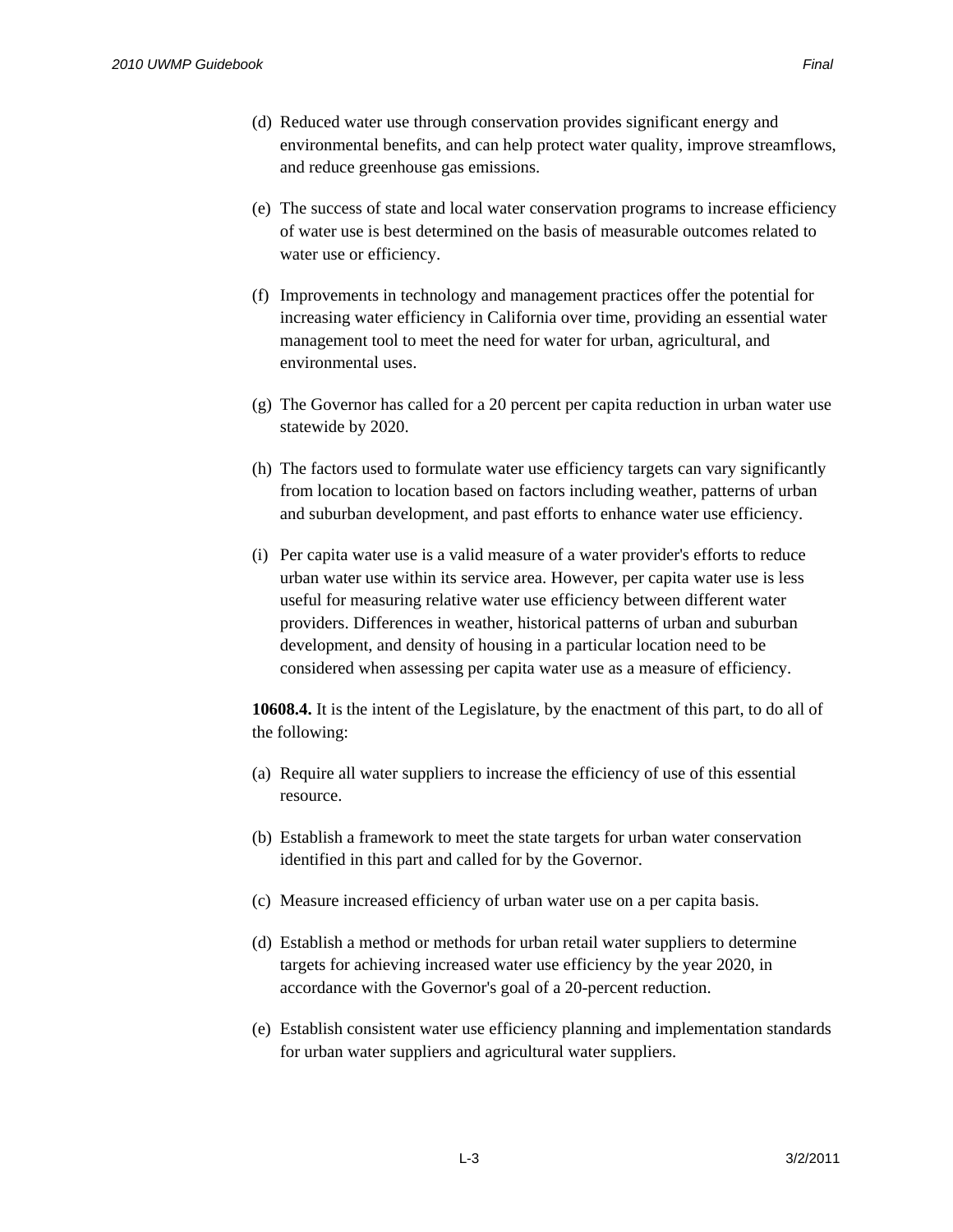(d) Reduced water use through conservation provides significant energy and environmental benefits, and can help protect water quality, improve streamflows, and reduce greenhouse gas emissions.

(e) The success of state and local water conservation programs to increase efficiency of water use is best determined on the basis of measurable outcomes related to water use or efficiency.

(f) Improvements in technology and management practices offer the potential for increasing water efficiency in California over time, providing an essential water management tool to meet the need for water for urban, agricultural, and environmental uses.

(g) The Governor has called for a 20 percent per capita reduction in urban water use statewide by 2020.

(h) The factors used to formulate water use efficiency targets can vary significantly from location to location based on factors including weather, patterns of urban and suburban development, and past efforts to enhance water use efficiency.

(i) Per capita water use is a valid measure of a water provider's efforts to reduce urban water use within its service area. However, per capita water use is less useful for measuring relative water use efficiency between different water providers. Differences in weather, historical patterns of urban and suburban development, and density of housing in a particular location need to be considered when assessing per capita water use as a measure of efficiency.

**10608.4.** It is the intent of the Legislature, by the enactment of this part, to do all of the following:

(a) Require all water suppliers to increase the efficiency of use of this essential resource.

(b) Establish a framework to meet the state targets for urban water conservation identified in this part and called for by the Governor.

(c) Measure increased efficiency of urban water use on a per capita basis.

(d) Establish a method or methods for urban retail water suppliers to determine targets for achieving increased water use efficiency by the year 2020, in accordance with the Governor's goal of a 20-percent reduction.

(e) Establish consistent water use efficiency planning and implementation standards for urban water suppliers and agricultural water suppliers.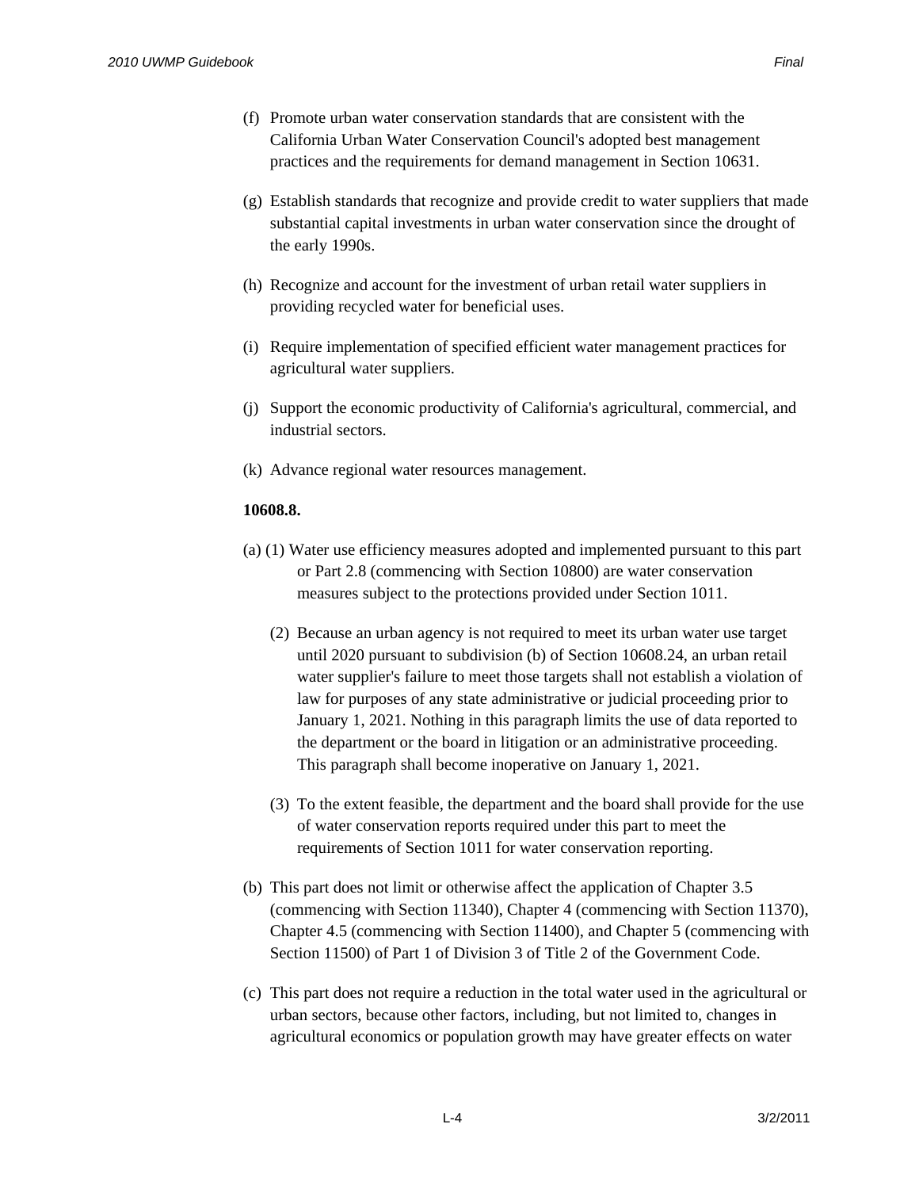(f) Promote urban water conservation standards that are consistent with the California Urban Water Conservation Council's adopted best management practices and the requirements for demand management in Section 10631.

(g) Establish standards that recognize and provide credit to water suppliers that made substantial capital investments in urban water conservation since the drought of the early 1990s.

(h) Recognize and account for the investment of urban retail water suppliers in providing recycled water for beneficial uses.

(i) Require implementation of specified efficient water management practices for agricultural water suppliers.

(j) Support the economic productivity of California's agricultural, commercial, and industrial sectors.

(k) Advance regional water resources management.

**10608.8.**

(a) (1) Water use efficiency measures adopted and implemented pursuant to this part or Part 2.8 (commencing with Section 10800) are water conservation measures subject to the protections provided under Section 1011.

(2) Because an urban agency is not required to meet its urban water use target until 2020 pursuant to subdivision (b) of Section 10608.24, an urban retail water supplier's failure to meet those targets shall not establish a violation of law for purposes of any state administrative or judicial proceeding prior to January 1, 2021. Nothing in this paragraph limits the use of data reported to the department or the board in litigation or an administrative proceeding. This paragraph shall become inoperative on January 1, 2021.

(3) To the extent feasible, the department and the board shall provide for the use of water conservation reports required under this part to meet the requirements of Section 1011 for water conservation reporting.

(b) This part does not limit or otherwise affect the application of Chapter 3.5 (commencing with Section 11340), Chapter 4 (commencing with Section 11370), Chapter 4.5 (commencing with Section 11400), and Chapter 5 (commencing with Section 11500) of Part 1 of Division 3 of Title 2 of the Government Code.

(c) This part does not require a reduction in the total water used in the agricultural or urban sectors, because other factors, including, but not limited to, changes in agricultural economics or population growth may have greater effects on water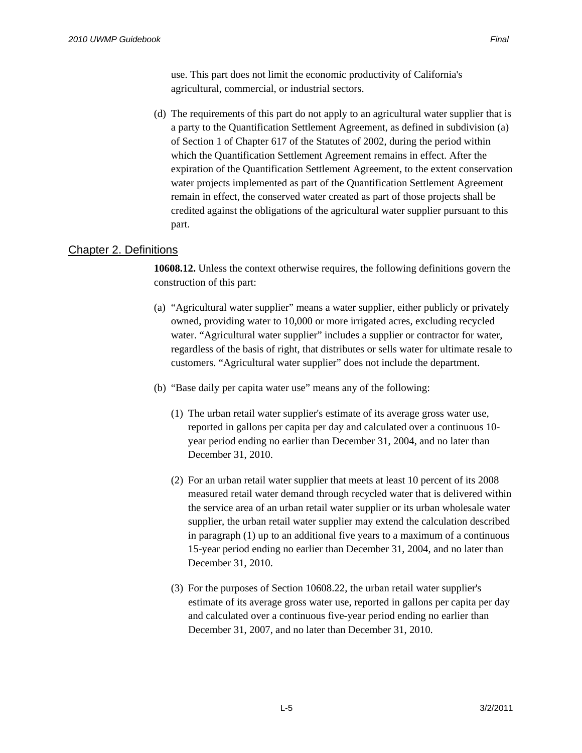use. This part does not limit the economic productivity of California's agricultural, commercial, or industrial sectors.

(d) The requirements of this part do not apply to an agricultural water supplier that is a party to the Quantification Settlement Agreement, as defined in subdivision (a) of Section 1 of Chapter 617 of the Statutes of 2002, during the period within which the Quantification Settlement Agreement remains in effect. After the expiration of the Quantification Settlement Agreement, to the extent conservation water projects implemented as part of the Quantification Settlement Agreement remain in effect, the conserved water created as part of those projects shall be credited against the obligations of the agricultural water supplier pursuant to this part.

## Chapter 2. Definitions

**10608.12.** Unless the context otherwise requires, the following definitions govern the construction of this part:

(a) "Agricultural water supplier" means a water supplier, either publicly or privately owned, providing water to 10,000 or more irrigated acres, excluding recycled water. "Agricultural water supplier" includes a supplier or contractor for water, regardless of the basis of right, that distributes or sells water for ultimate resale to customers. "Agricultural water supplier" does not include the department.

(b) "Base daily per capita water use" means any of the following:

   (1) The urban retail water supplier's estimate of its average gross water use, reported in gallons per capita per day and calculated over a continuous 10-year period ending no earlier than December 31, 2004, and no later than December 31, 2010.

   (2) For an urban retail water supplier that meets at least 10 percent of its 2008 measured retail water demand through recycled water that is delivered within the service area of an urban retail water supplier or its urban wholesale water supplier, the urban retail water supplier may extend the calculation described in paragraph (1) up to an additional five years to a maximum of a continuous 15-year period ending no earlier than December 31, 2004, and no later than December 31, 2010.

   (3) For the purposes of Section 10608.22, the urban retail water supplier's estimate of its average gross water use, reported in gallons per capita per day and calculated over a continuous five-year period ending no earlier than December 31, 2007, and no later than December 31, 2010.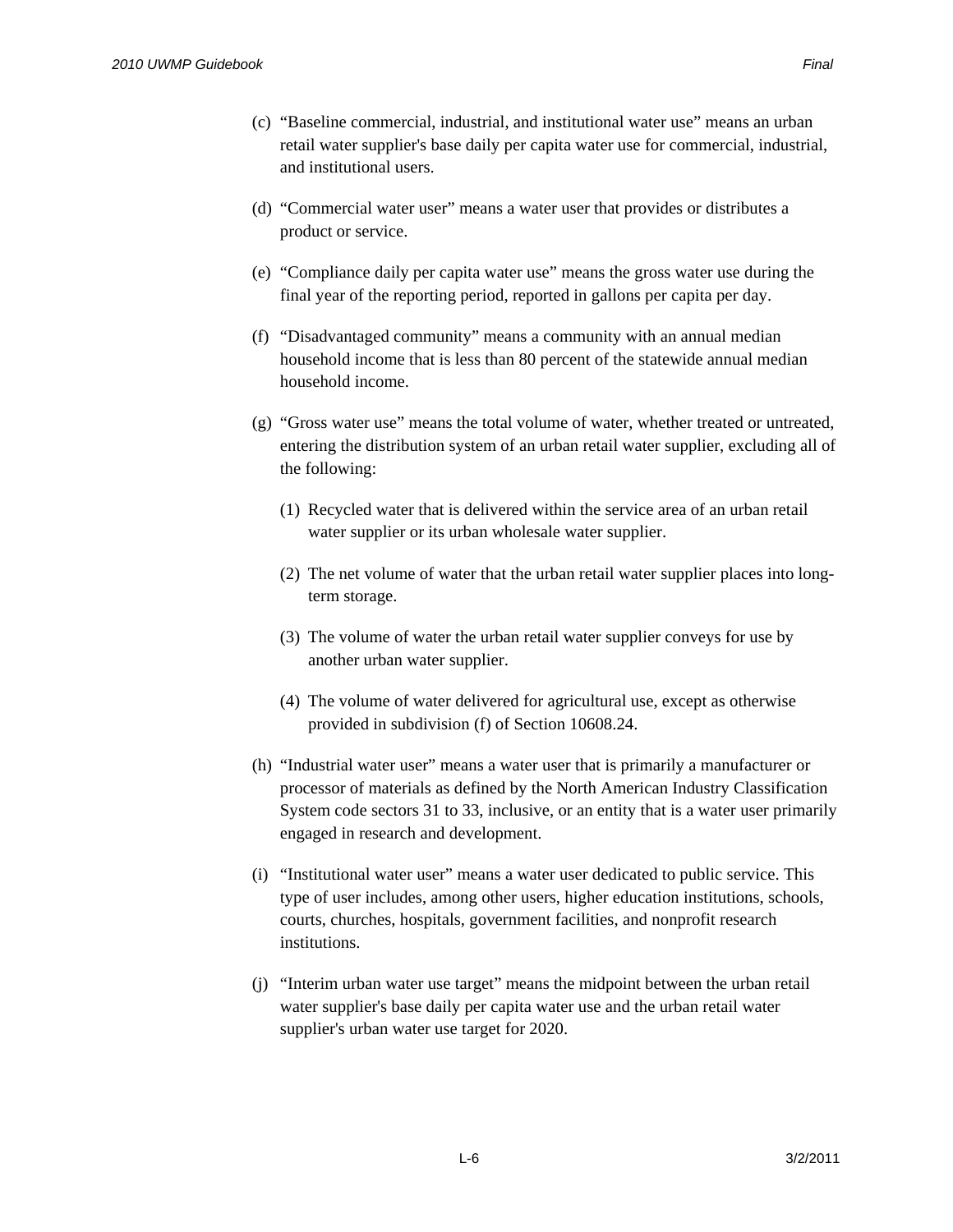(c) "Baseline commercial, industrial, and institutional water use" means an urban retail water supplier's base daily per capita water use for commercial, industrial, and institutional users.

(d) "Commercial water user" means a water user that provides or distributes a product or service.

(e) "Compliance daily per capita water use" means the gross water use during the final year of the reporting period, reported in gallons per capita per day.

(f) "Disadvantaged community" means a community with an annual median household income that is less than 80 percent of the statewide annual median household income.

(g) "Gross water use" means the total volume of water, whether treated or untreated, entering the distribution system of an urban retail water supplier, excluding all of the following:

   (1) Recycled water that is delivered within the service area of an urban retail water supplier or its urban wholesale water supplier.

   (2) The net volume of water that the urban retail water supplier places into long-term storage.

   (3) The volume of water the urban retail water supplier conveys for use by another urban water supplier.

   (4) The volume of water delivered for agricultural use, except as otherwise provided in subdivision (f) of Section 10608.24.

(h) "Industrial water user" means a water user that is primarily a manufacturer or processor of materials as defined by the North American Industry Classification System code sectors 31 to 33, inclusive, or an entity that is a water user primarily engaged in research and development.

(i) "Institutional water user" means a water user dedicated to public service. This type of user includes, among other users, higher education institutions, schools, courts, churches, hospitals, government facilities, and nonprofit research institutions.

(j) "Interim urban water use target" means the midpoint between the urban retail water supplier's base daily per capita water use and the urban retail water supplier's urban water use target for 2020.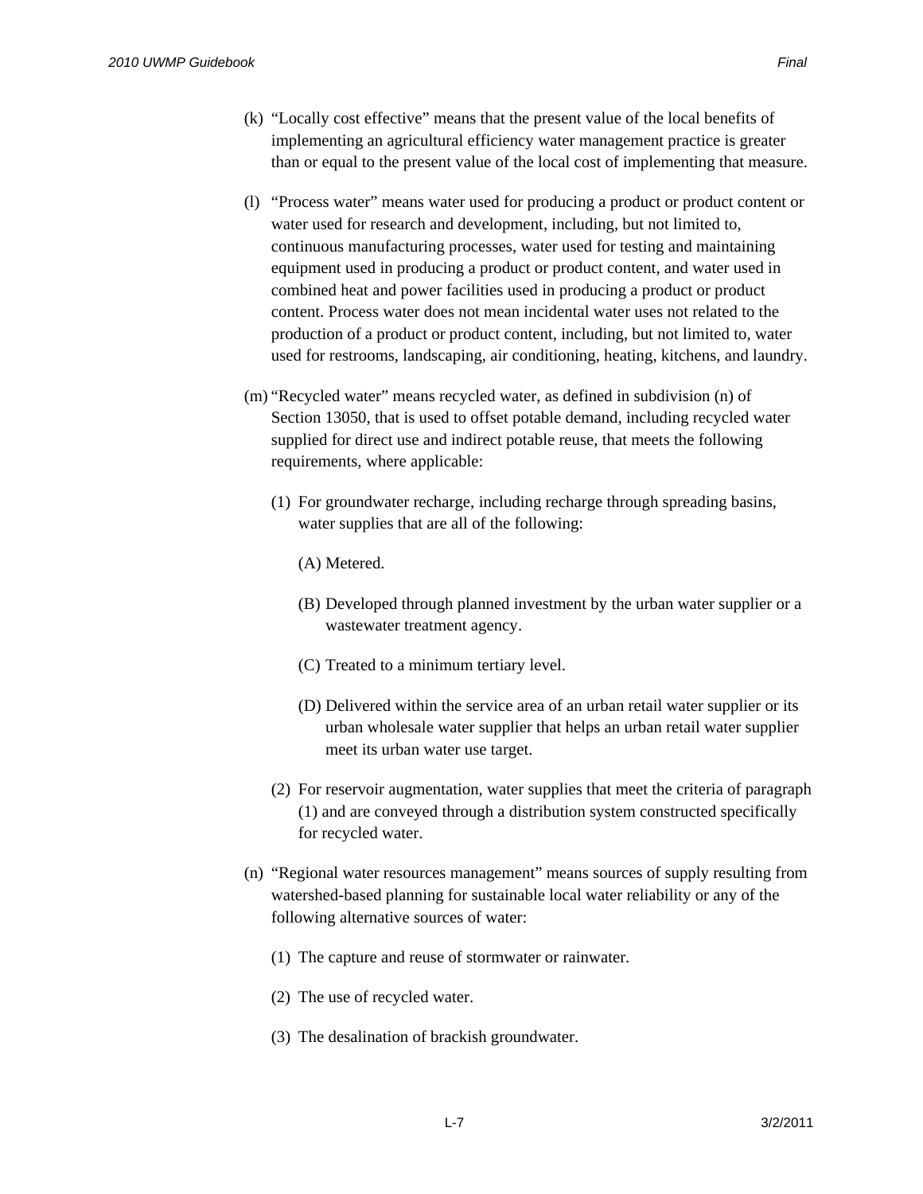(k) "Locally cost effective" means that the present value of the local benefits of implementing an agricultural efficiency water management practice is greater than or equal to the present value of the local cost of implementing that measure.

(l) "Process water" means water used for producing a product or product content or water used for research and development, including, but not limited to, continuous manufacturing processes, water used for testing and maintaining equipment used in producing a product or product content, and water used in combined heat and power facilities used in producing a product or product content. Process water does not mean incidental water uses not related to the production of a product or product content, including, but not limited to, water used for restrooms, landscaping, air conditioning, heating, kitchens, and laundry.

(m) "Recycled water" means recycled water, as defined in subdivision (n) of Section 13050, that is used to offset potable demand, including recycled water supplied for direct use and indirect potable reuse, that meets the following requirements, where applicable:

- (1) For groundwater recharge, including recharge through spreading basins, water supplies that are all of the following:
  - (A) Metered.
  - (B) Developed through planned investment by the urban water supplier or a wastewater treatment agency.
  - (C) Treated to a minimum tertiary level.
  - (D) Delivered within the service area of an urban retail water supplier or its urban wholesale water supplier that helps an urban retail water supplier meet its urban water use target.
- (2) For reservoir augmentation, water supplies that meet the criteria of paragraph (1) and are conveyed through a distribution system constructed specifically for recycled water.

(n) "Regional water resources management" means sources of supply resulting from watershed-based planning for sustainable local water reliability or any of the following alternative sources of water:

- (1) The capture and reuse of stormwater or rainwater.
- (2) The use of recycled water.
- (3) The desalination of brackish groundwater.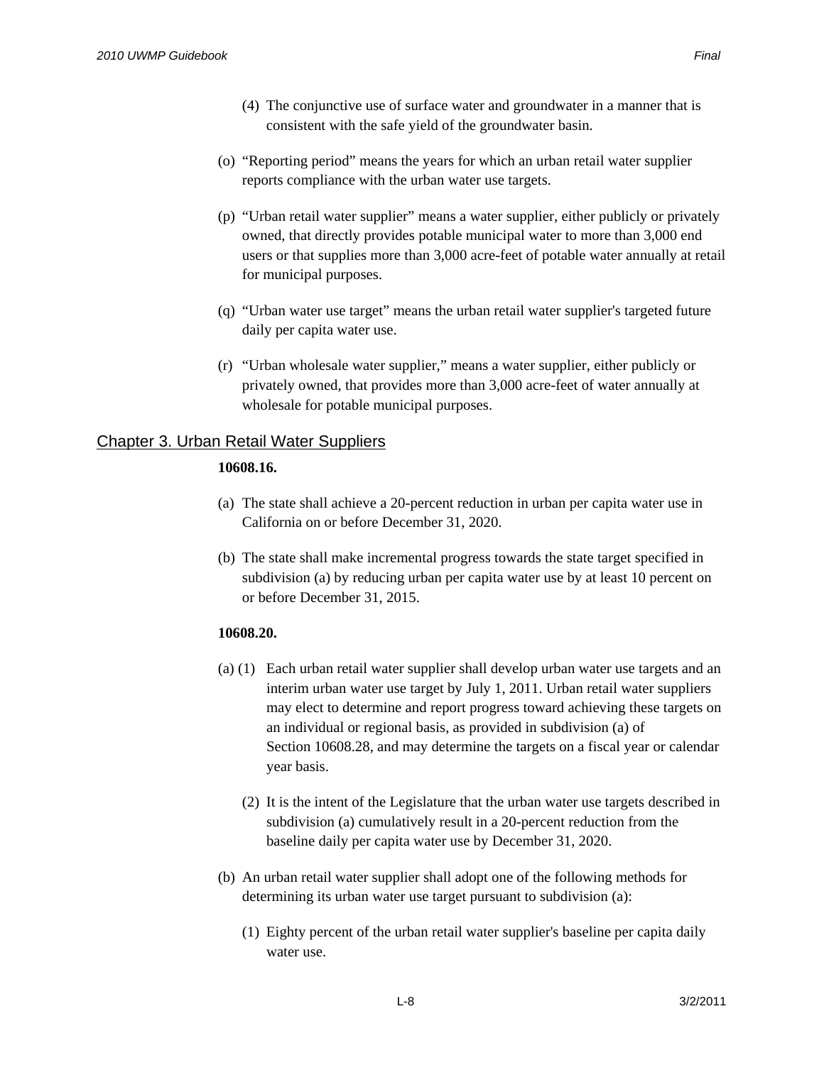(4) The conjunctive use of surface water and groundwater in a manner that is consistent with the safe yield of the groundwater basin.

(o) “Reporting period” means the years for which an urban retail water supplier reports compliance with the urban water use targets.

(p) “Urban retail water supplier” means a water supplier, either publicly or privately owned, that directly provides potable municipal water to more than 3,000 end users or that supplies more than 3,000 acre-feet of potable water annually at retail for municipal purposes.

(q) “Urban water use target” means the urban retail water supplier's targeted future daily per capita water use.

(r) “Urban wholesale water supplier,” means a water supplier, either publicly or privately owned, that provides more than 3,000 acre-feet of water annually at wholesale for potable municipal purposes.

## Chapter 3. Urban Retail Water Suppliers

**10608.16.**

(a) The state shall achieve a 20-percent reduction in urban per capita water use in California on or before December 31, 2020.

(b) The state shall make incremental progress towards the state target specified in subdivision (a) by reducing urban per capita water use by at least 10 percent on or before December 31, 2015.

**10608.20.**

(a) (1) Each urban retail water supplier shall develop urban water use targets and an interim urban water use target by July 1, 2011. Urban retail water suppliers may elect to determine and report progress toward achieving these targets on an individual or regional basis, as provided in subdivision (a) of Section 10608.28, and may determine the targets on a fiscal year or calendar year basis.

(2) It is the intent of the Legislature that the urban water use targets described in subdivision (a) cumulatively result in a 20-percent reduction from the baseline daily per capita water use by December 31, 2020.

(b) An urban retail water supplier shall adopt one of the following methods for determining its urban water use target pursuant to subdivision (a):

(1) Eighty percent of the urban retail water supplier's baseline per capita daily water use.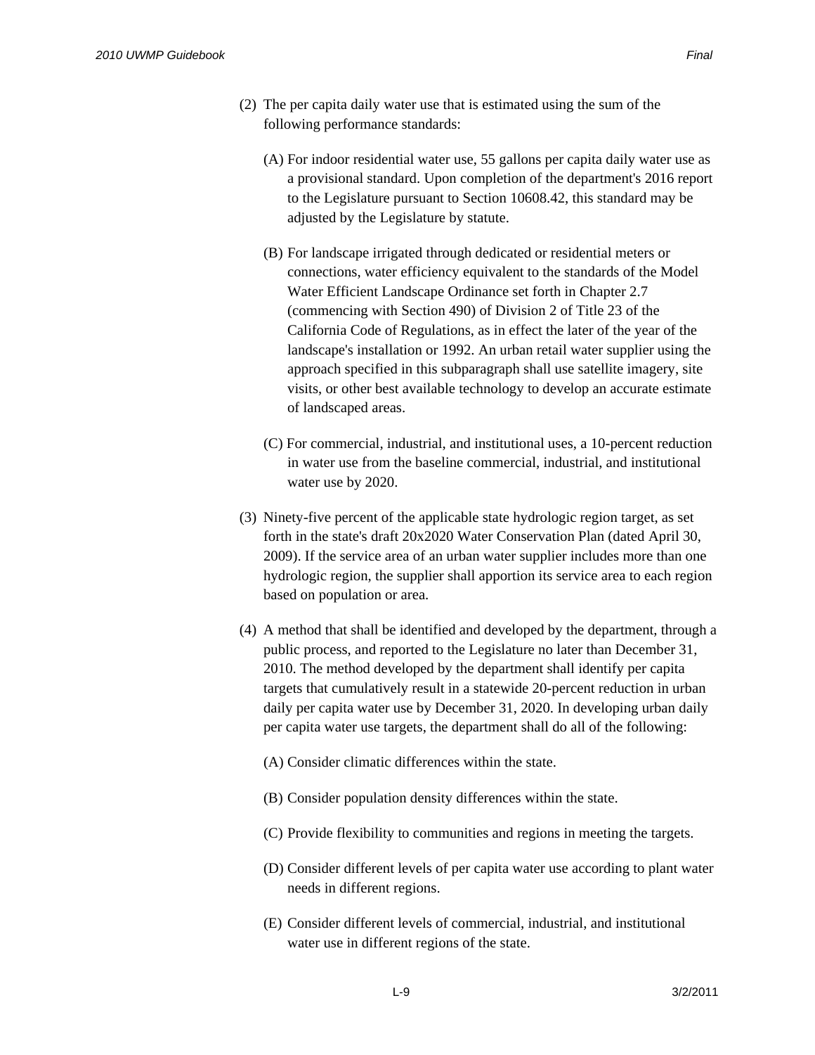(2) The per capita daily water use that is estimated using the sum of the following performance standards:

 (A) For indoor residential water use, 55 gallons per capita daily water use as a provisional standard. Upon completion of the department's 2016 report to the Legislature pursuant to Section 10608.42, this standard may be adjusted by the Legislature by statute.

 (B) For landscape irrigated through dedicated or residential meters or connections, water efficiency equivalent to the standards of the Model Water Efficient Landscape Ordinance set forth in Chapter 2.7 (commencing with Section 490) of Division 2 of Title 23 of the California Code of Regulations, as in effect the later of the year of the landscape's installation or 1992. An urban retail water supplier using the approach specified in this subparagraph shall use satellite imagery, site visits, or other best available technology to develop an accurate estimate of landscaped areas.

 (C) For commercial, industrial, and institutional uses, a 10-percent reduction in water use from the baseline commercial, industrial, and institutional water use by 2020.

(3) Ninety-five percent of the applicable state hydrologic region target, as set forth in the state's draft 20x2020 Water Conservation Plan (dated April 30, 2009). If the service area of an urban water supplier includes more than one hydrologic region, the supplier shall apportion its service area to each region based on population or area.

(4) A method that shall be identified and developed by the department, through a public process, and reported to the Legislature no later than December 31, 2010. The method developed by the department shall identify per capita targets that cumulatively result in a statewide 20-percent reduction in urban daily per capita water use by December 31, 2020. In developing urban daily per capita water use targets, the department shall do all of the following:

 (A) Consider climatic differences within the state.

 (B) Consider population density differences within the state.

 (C) Provide flexibility to communities and regions in meeting the targets.

 (D) Consider different levels of per capita water use according to plant water needs in different regions.

 (E) Consider different levels of commercial, industrial, and institutional water use in different regions of the state.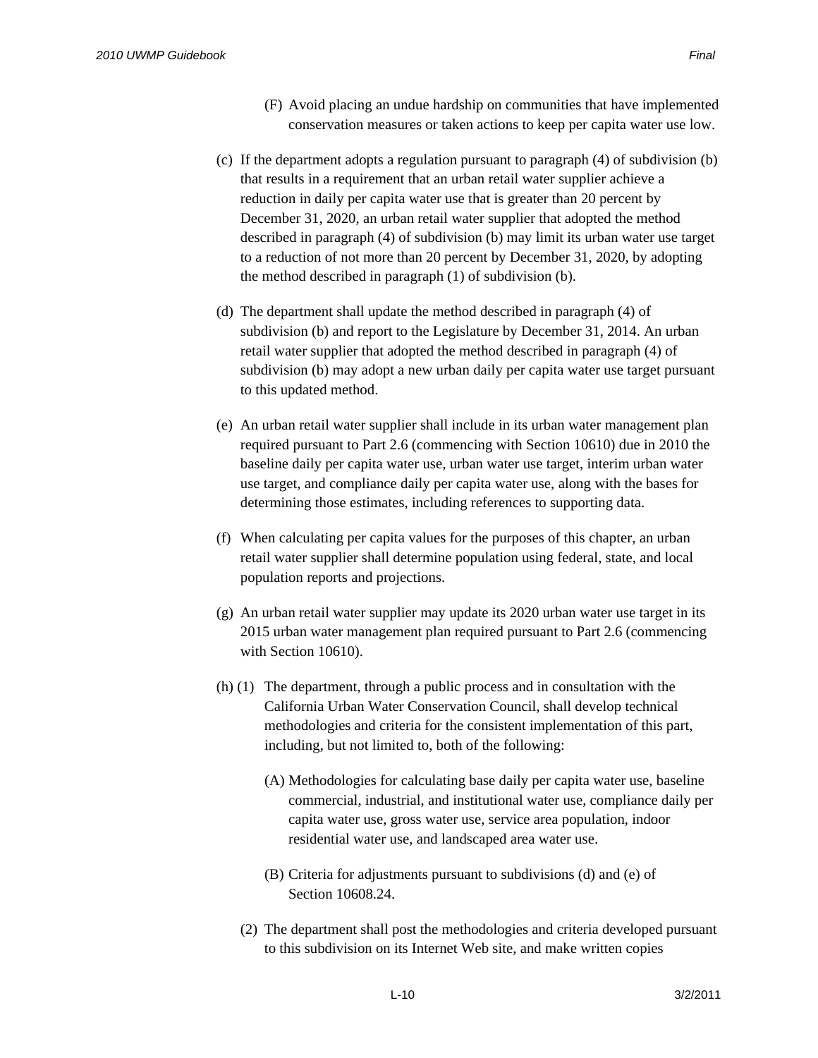(F) Avoid placing an undue hardship on communities that have implemented conservation measures or taken actions to keep per capita water use low.

(c) If the department adopts a regulation pursuant to paragraph (4) of subdivision (b) that results in a requirement that an urban retail water supplier achieve a reduction in daily per capita water use that is greater than 20 percent by December 31, 2020, an urban retail water supplier that adopted the method described in paragraph (4) of subdivision (b) may limit its urban water use target to a reduction of not more than 20 percent by December 31, 2020, by adopting the method described in paragraph (1) of subdivision (b).

(d) The department shall update the method described in paragraph (4) of subdivision (b) and report to the Legislature by December 31, 2014. An urban retail water supplier that adopted the method described in paragraph (4) of subdivision (b) may adopt a new urban daily per capita water use target pursuant to this updated method.

(e) An urban retail water supplier shall include in its urban water management plan required pursuant to Part 2.6 (commencing with Section 10610) due in 2010 the baseline daily per capita water use, urban water use target, interim urban water use target, and compliance daily per capita water use, along with the bases for determining those estimates, including references to supporting data.

(f) When calculating per capita values for the purposes of this chapter, an urban retail water supplier shall determine population using federal, state, and local population reports and projections.

(g) An urban retail water supplier may update its 2020 urban water use target in its 2015 urban water management plan required pursuant to Part 2.6 (commencing with Section 10610).

(h) (1) The department, through a public process and in consultation with the California Urban Water Conservation Council, shall develop technical methodologies and criteria for the consistent implementation of this part, including, but not limited to, both of the following:

(A) Methodologies for calculating base daily per capita water use, baseline commercial, industrial, and institutional water use, compliance daily per capita water use, gross water use, service area population, indoor residential water use, and landscaped area water use.

(B) Criteria for adjustments pursuant to subdivisions (d) and (e) of Section 10608.24.

(2) The department shall post the methodologies and criteria developed pursuant to this subdivision on its Internet Web site, and make written copies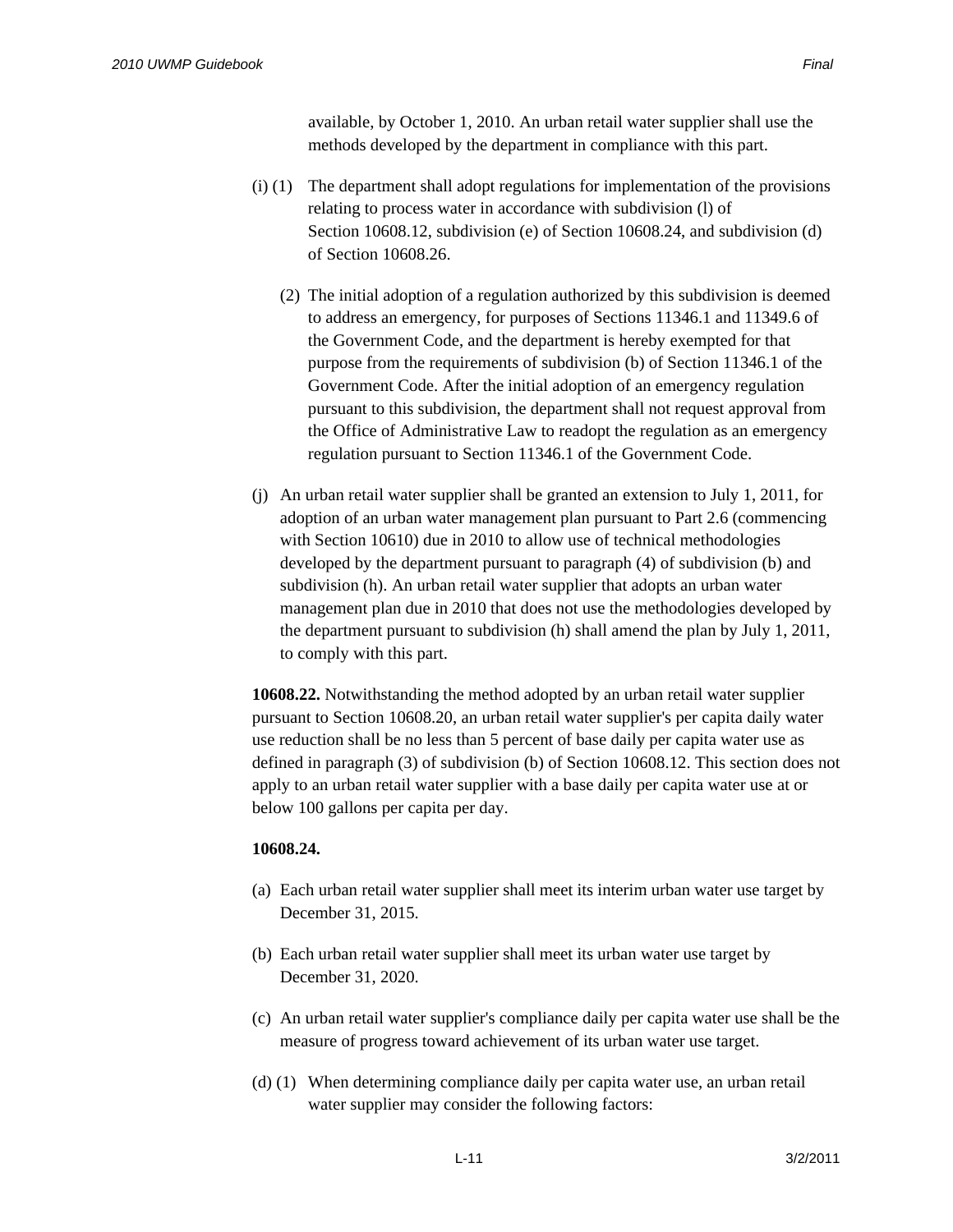available, by October 1, 2010. An urban retail water supplier shall use the methods developed by the department in compliance with this part.

(i) (1) The department shall adopt regulations for implementation of the provisions relating to process water in accordance with subdivision (l) of Section 10608.12, subdivision (e) of Section 10608.24, and subdivision (d) of Section 10608.26.

(2) The initial adoption of a regulation authorized by this subdivision is deemed to address an emergency, for purposes of Sections 11346.1 and 11349.6 of the Government Code, and the department is hereby exempted for that purpose from the requirements of subdivision (b) of Section 11346.1 of the Government Code. After the initial adoption of an emergency regulation pursuant to this subdivision, the department shall not request approval from the Office of Administrative Law to readopt the regulation as an emergency regulation pursuant to Section 11346.1 of the Government Code.

(j) An urban retail water supplier shall be granted an extension to July 1, 2011, for adoption of an urban water management plan pursuant to Part 2.6 (commencing with Section 10610) due in 2010 to allow use of technical methodologies developed by the department pursuant to paragraph (4) of subdivision (b) and subdivision (h). An urban retail water supplier that adopts an urban water management plan due in 2010 that does not use the methodologies developed by the department pursuant to subdivision (h) shall amend the plan by July 1, 2011, to comply with this part.

**10608.22.** Notwithstanding the method adopted by an urban retail water supplier pursuant to Section 10608.20, an urban retail water supplier's per capita daily water use reduction shall be no less than 5 percent of base daily per capita water use as defined in paragraph (3) of subdivision (b) of Section 10608.12. This section does not apply to an urban retail water supplier with a base daily per capita water use at or below 100 gallons per capita per day.

**10608.24.**

(a) Each urban retail water supplier shall meet its interim urban water use target by December 31, 2015.

(b) Each urban retail water supplier shall meet its urban water use target by December 31, 2020.

(c) An urban retail water supplier's compliance daily per capita water use shall be the measure of progress toward achievement of its urban water use target.

(d) (1) When determining compliance daily per capita water use, an urban retail water supplier may consider the following factors: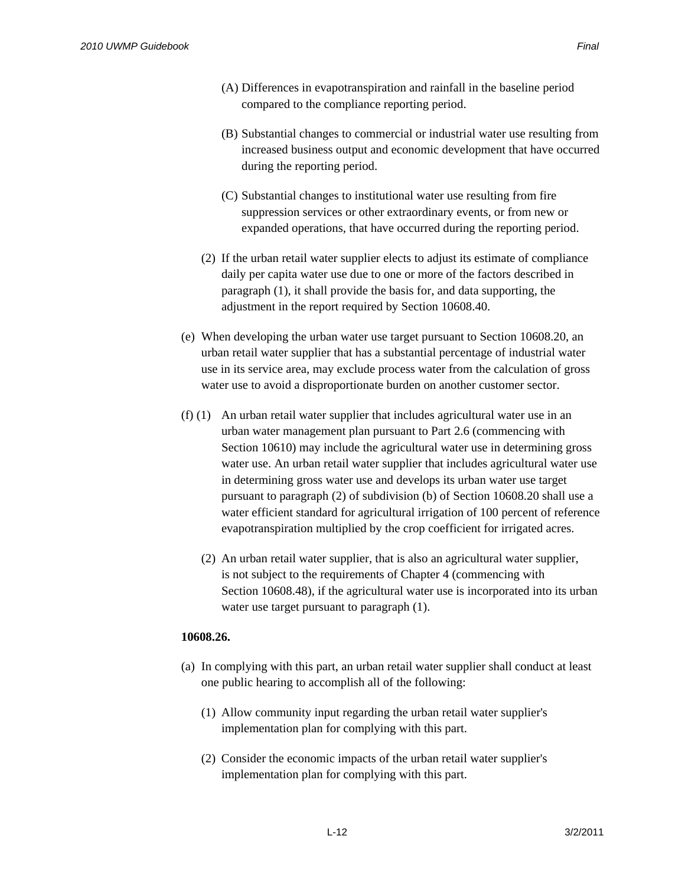(A) Differences in evapotranspiration and rainfall in the baseline period compared to the compliance reporting period.

(B) Substantial changes to commercial or industrial water use resulting from increased business output and economic development that have occurred during the reporting period.

(C) Substantial changes to institutional water use resulting from fire suppression services or other extraordinary events, or from new or expanded operations, that have occurred during the reporting period.

(2) If the urban retail water supplier elects to adjust its estimate of compliance daily per capita water use due to one or more of the factors described in paragraph (1), it shall provide the basis for, and data supporting, the adjustment in the report required by Section 10608.40.

(e) When developing the urban water use target pursuant to Section 10608.20, an urban retail water supplier that has a substantial percentage of industrial water use in its service area, may exclude process water from the calculation of gross water use to avoid a disproportionate burden on another customer sector.

(f) (1) An urban retail water supplier that includes agricultural water use in an urban water management plan pursuant to Part 2.6 (commencing with Section 10610) may include the agricultural water use in determining gross water use. An urban retail water supplier that includes agricultural water use in determining gross water use and develops its urban water use target pursuant to paragraph (2) of subdivision (b) of Section 10608.20 shall use a water efficient standard for agricultural irrigation of 100 percent of reference evapotranspiration multiplied by the crop coefficient for irrigated acres.

(2) An urban retail water supplier, that is also an agricultural water supplier, is not subject to the requirements of Chapter 4 (commencing with Section 10608.48), if the agricultural water use is incorporated into its urban water use target pursuant to paragraph (1).

**10608.26.**

(a) In complying with this part, an urban retail water supplier shall conduct at least one public hearing to accomplish all of the following:

(1) Allow community input regarding the urban retail water supplier's implementation plan for complying with this part.

(2) Consider the economic impacts of the urban retail water supplier's implementation plan for complying with this part.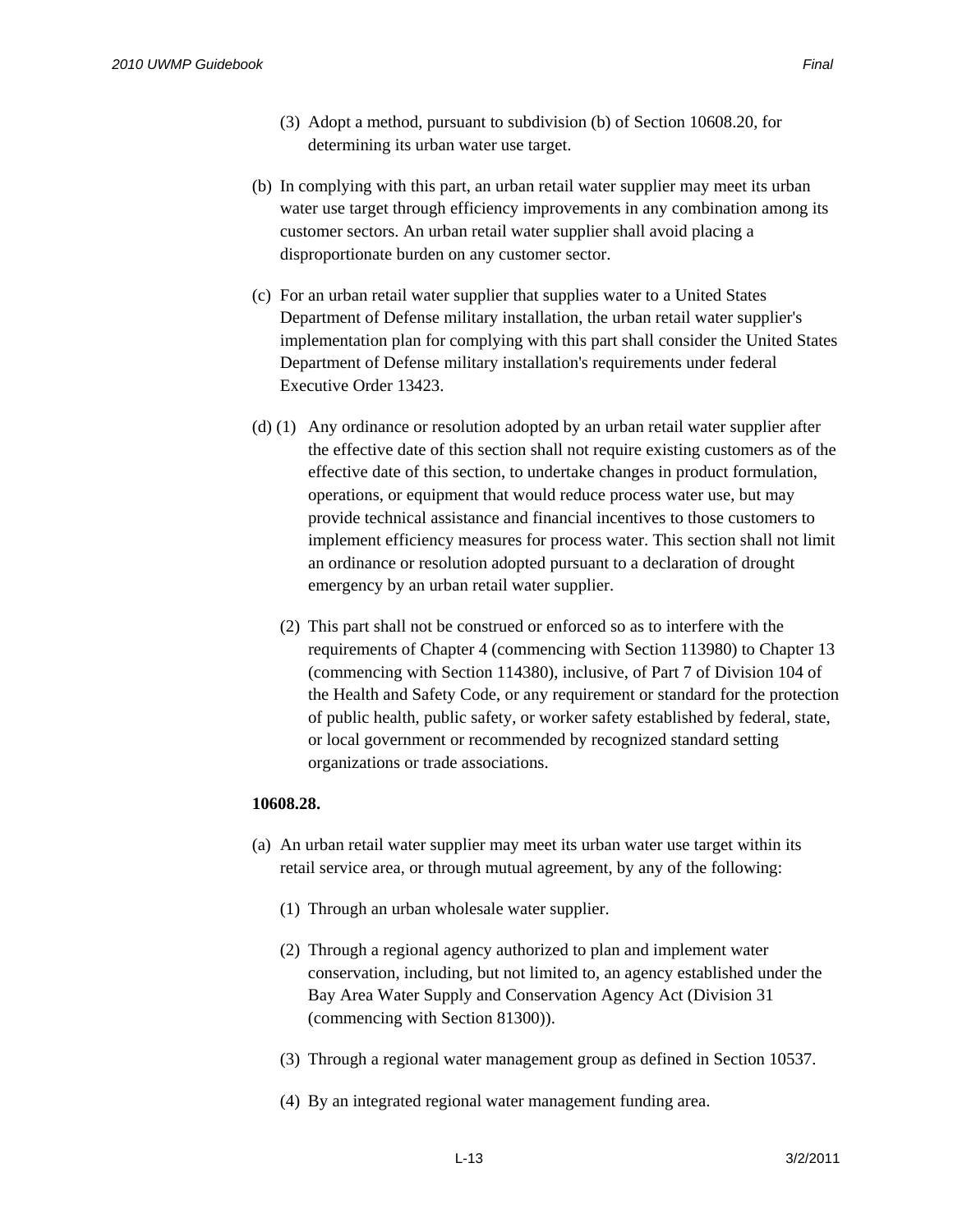(3) Adopt a method, pursuant to subdivision (b) of Section 10608.20, for determining its urban water use target.

(b) In complying with this part, an urban retail water supplier may meet its urban water use target through efficiency improvements in any combination among its customer sectors. An urban retail water supplier shall avoid placing a disproportionate burden on any customer sector.

(c) For an urban retail water supplier that supplies water to a United States Department of Defense military installation, the urban retail water supplier's implementation plan for complying with this part shall consider the United States Department of Defense military installation's requirements under federal Executive Order 13423.

(d) (1) Any ordinance or resolution adopted by an urban retail water supplier after the effective date of this section shall not require existing customers as of the effective date of this section, to undertake changes in product formulation, operations, or equipment that would reduce process water use, but may provide technical assistance and financial incentives to those customers to implement efficiency measures for process water. This section shall not limit an ordinance or resolution adopted pursuant to a declaration of drought emergency by an urban retail water supplier.

(2) This part shall not be construed or enforced so as to interfere with the requirements of Chapter 4 (commencing with Section 113980) to Chapter 13 (commencing with Section 114380), inclusive, of Part 7 of Division 104 of the Health and Safety Code, or any requirement or standard for the protection of public health, public safety, or worker safety established by federal, state, or local government or recommended by recognized standard setting organizations or trade associations.

**10608.28.**

(a) An urban retail water supplier may meet its urban water use target within its retail service area, or through mutual agreement, by any of the following:

(1) Through an urban wholesale water supplier.

(2) Through a regional agency authorized to plan and implement water conservation, including, but not limited to, an agency established under the Bay Area Water Supply and Conservation Agency Act (Division 31 (commencing with Section 81300)).

(3) Through a regional water management group as defined in Section 10537.

(4) By an integrated regional water management funding area.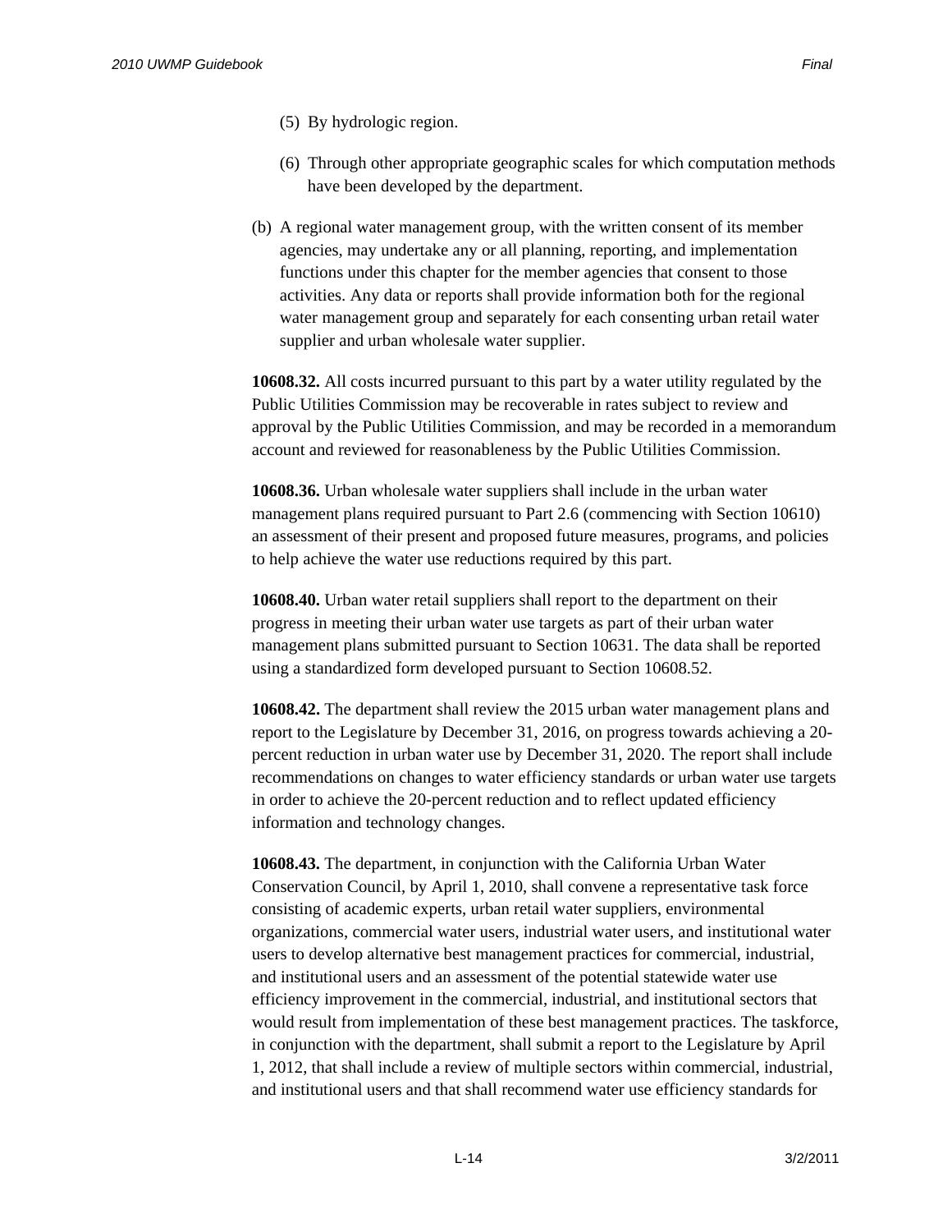(5) By hydrologic region.

(6) Through other appropriate geographic scales for which computation methods have been developed by the department.

(b) A regional water management group, with the written consent of its member agencies, may undertake any or all planning, reporting, and implementation functions under this chapter for the member agencies that consent to those activities. Any data or reports shall provide information both for the regional water management group and separately for each consenting urban retail water supplier and urban wholesale water supplier.

**10608.32.** All costs incurred pursuant to this part by a water utility regulated by the Public Utilities Commission may be recoverable in rates subject to review and approval by the Public Utilities Commission, and may be recorded in a memorandum account and reviewed for reasonableness by the Public Utilities Commission.

**10608.36.** Urban wholesale water suppliers shall include in the urban water management plans required pursuant to Part 2.6 (commencing with Section 10610) an assessment of their present and proposed future measures, programs, and policies to help achieve the water use reductions required by this part.

**10608.40.** Urban water retail suppliers shall report to the department on their progress in meeting their urban water use targets as part of their urban water management plans submitted pursuant to Section 10631. The data shall be reported using a standardized form developed pursuant to Section 10608.52.

**10608.42.** The department shall review the 2015 urban water management plans and report to the Legislature by December 31, 2016, on progress towards achieving a 20-percent reduction in urban water use by December 31, 2020. The report shall include recommendations on changes to water efficiency standards or urban water use targets in order to achieve the 20-percent reduction and to reflect updated efficiency information and technology changes.

**10608.43.** The department, in conjunction with the California Urban Water Conservation Council, by April 1, 2010, shall convene a representative task force consisting of academic experts, urban retail water suppliers, environmental organizations, commercial water users, industrial water users, and institutional water users to develop alternative best management practices for commercial, industrial, and institutional users and an assessment of the potential statewide water use efficiency improvement in the commercial, industrial, and institutional sectors that would result from implementation of these best management practices. The taskforce, in conjunction with the department, shall submit a report to the Legislature by April 1, 2012, that shall include a review of multiple sectors within commercial, industrial, and institutional users and that shall recommend water use efficiency standards for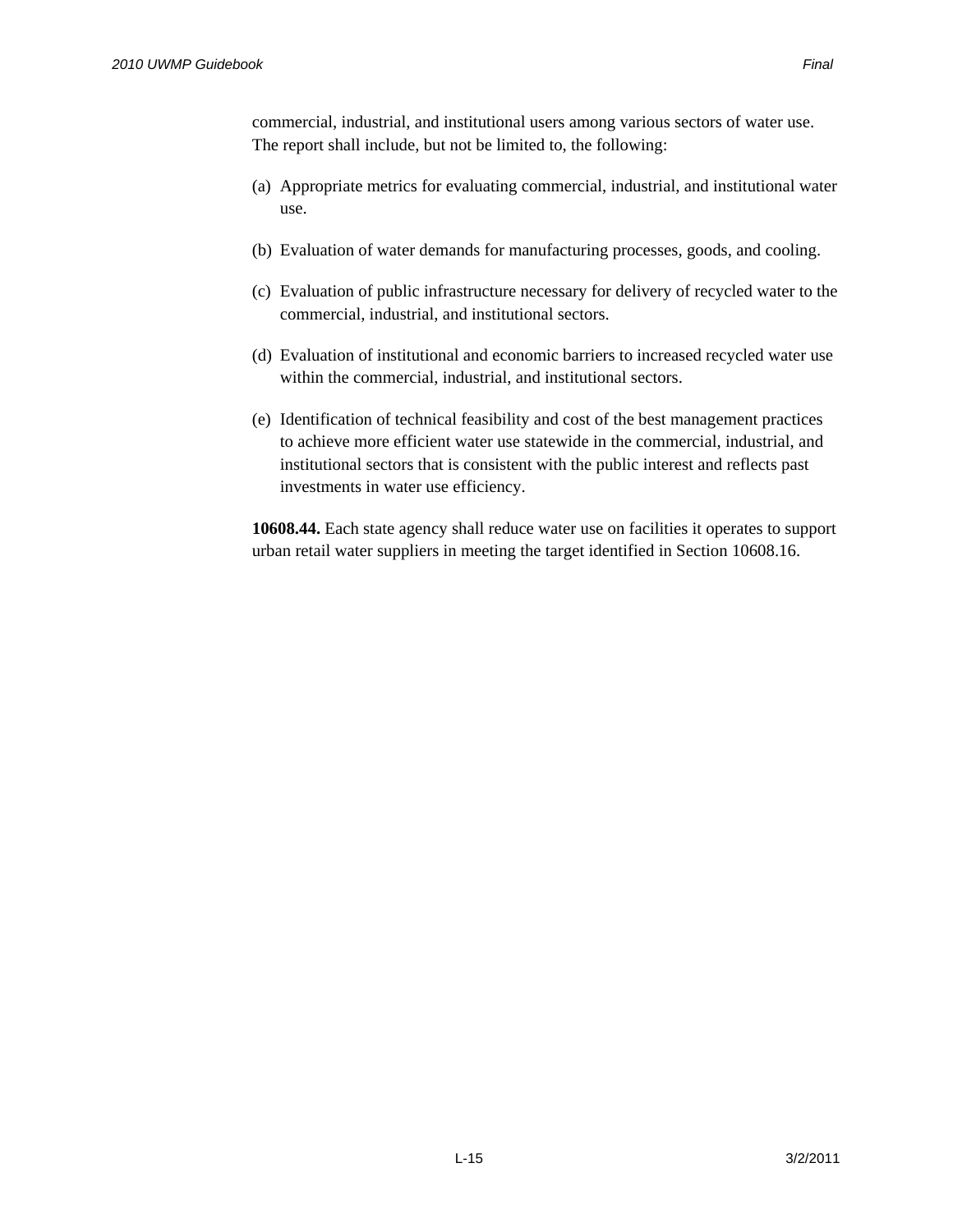commercial, industrial, and institutional users among various sectors of water use. The report shall include, but not be limited to, the following:

(a) Appropriate metrics for evaluating commercial, industrial, and institutional water use.

(b) Evaluation of water demands for manufacturing processes, goods, and cooling.

(c) Evaluation of public infrastructure necessary for delivery of recycled water to the commercial, industrial, and institutional sectors.

(d) Evaluation of institutional and economic barriers to increased recycled water use within the commercial, industrial, and institutional sectors.

(e) Identification of technical feasibility and cost of the best management practices to achieve more efficient water use statewide in the commercial, industrial, and institutional sectors that is consistent with the public interest and reflects past investments in water use efficiency.

**10608.44.** Each state agency shall reduce water use on facilities it operates to support urban retail water suppliers in meeting the target identified in Section 10608.16.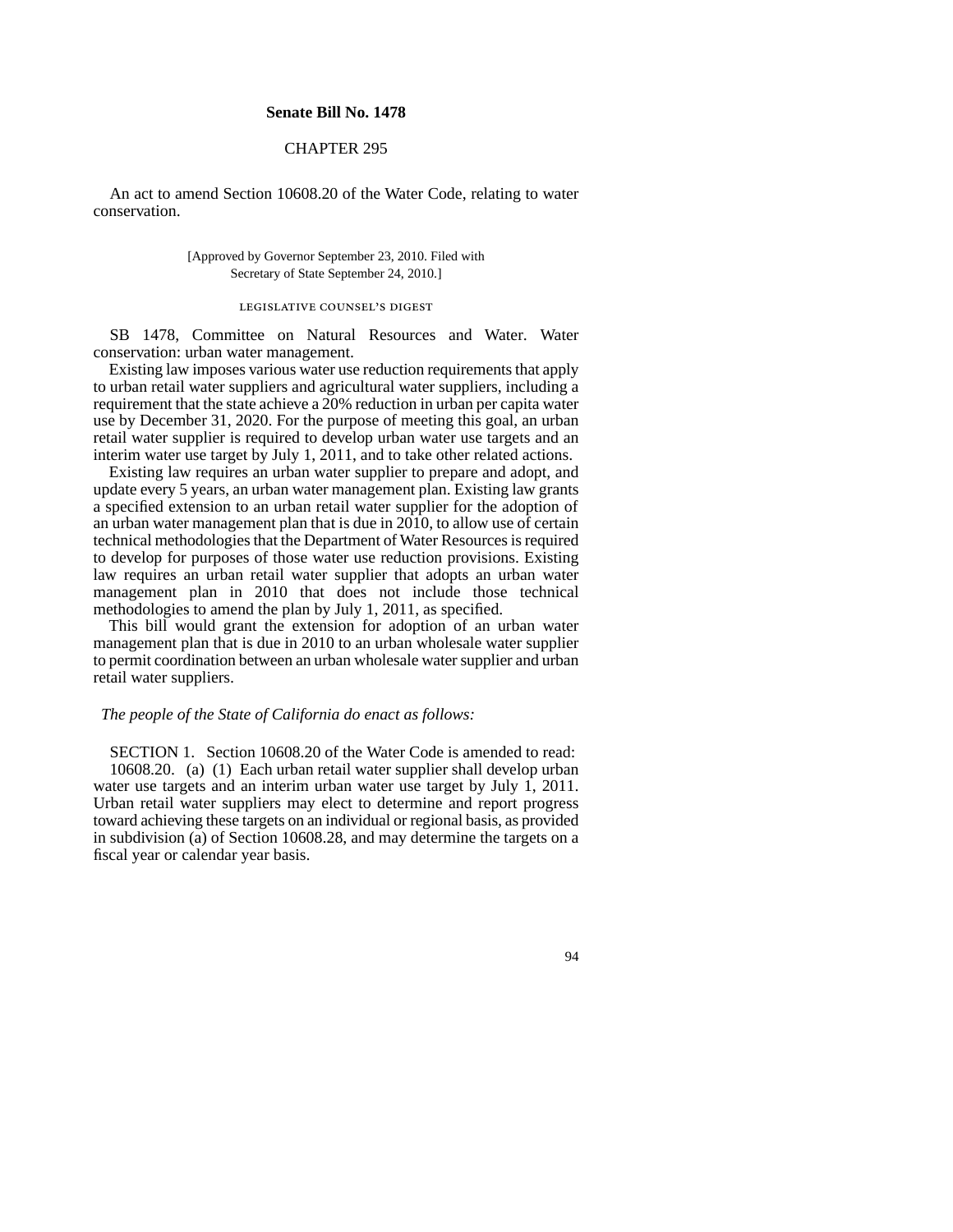**Senate Bill No. 1478**

CHAPTER 295

An act to amend Section 10608.20 of the Water Code, relating to water conservation.

[Approved by Governor September 23, 2010. Filed with Secretary of State September 24, 2010.]

LEGISLATIVE COUNSEL'S DIGEST

SB 1478, Committee on Natural Resources and Water. Water conservation: urban water management.

Existing law imposes various water use reduction requirements that apply to urban retail water suppliers and agricultural water suppliers, including a requirement that the state achieve a 20% reduction in urban per capita water use by December 31, 2020. For the purpose of meeting this goal, an urban retail water supplier is required to develop urban water use targets and an interim water use target by July 1, 2011, and to take other related actions.

Existing law requires an urban water supplier to prepare and adopt, and update every 5 years, an urban water management plan. Existing law grants a specified extension to an urban retail water supplier for the adoption of an urban water management plan that is due in 2010, to allow use of certain technical methodologies that the Department of Water Resources is required to develop for purposes of those water use reduction provisions. Existing law requires an urban retail water supplier that adopts an urban water management plan in 2010 that does not include those technical methodologies to amend the plan by July 1, 2011, as specified.

This bill would grant the extension for adoption of an urban water management plan that is due in 2010 to an urban wholesale water supplier to permit coordination between an urban wholesale water supplier and urban retail water suppliers.

*The people of the State of California do enact as follows:*

SECTION 1. Section 10608.20 of the Water Code is amended to read:

10608.20. (a) (1) Each urban retail water supplier shall develop urban water use targets and an interim urban water use target by July 1, 2011. Urban retail water suppliers may elect to determine and report progress toward achieving these targets on an individual or regional basis, as provided in subdivision (a) of Section 10608.28, and may determine the targets on a fiscal year or calendar year basis.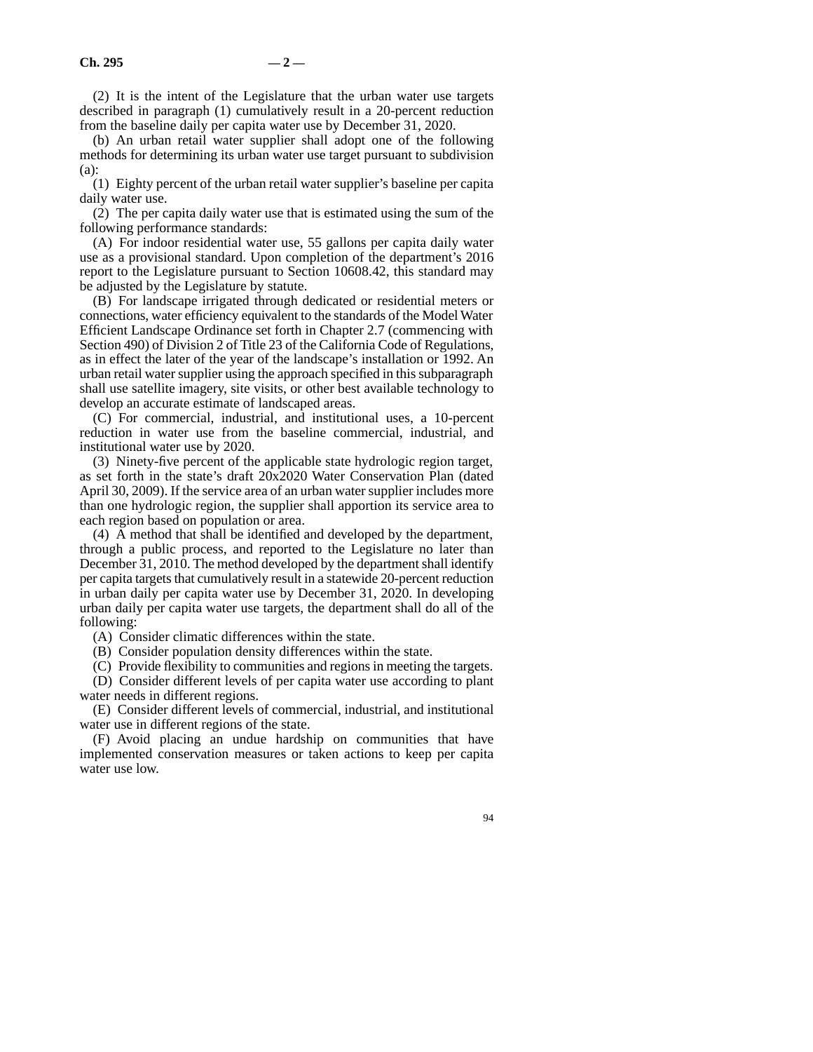(2) It is the intent of the Legislature that the urban water use targets described in paragraph (1) cumulatively result in a 20-percent reduction from the baseline daily per capita water use by December 31, 2020.

(b) An urban retail water supplier shall adopt one of the following methods for determining its urban water use target pursuant to subdivision (a):

(1) Eighty percent of the urban retail water supplier's baseline per capita daily water use.

(2) The per capita daily water use that is estimated using the sum of the following performance standards:

(A) For indoor residential water use, 55 gallons per capita daily water use as a provisional standard. Upon completion of the department's 2016 report to the Legislature pursuant to Section 10608.42, this standard may be adjusted by the Legislature by statute.

(B) For landscape irrigated through dedicated or residential meters or connections, water efficiency equivalent to the standards of the Model Water Efficient Landscape Ordinance set forth in Chapter 2.7 (commencing with Section 490) of Division 2 of Title 23 of the California Code of Regulations, as in effect the later of the year of the landscape's installation or 1992. An urban retail water supplier using the approach specified in this subparagraph shall use satellite imagery, site visits, or other best available technology to develop an accurate estimate of landscaped areas.

(C) For commercial, industrial, and institutional uses, a 10-percent reduction in water use from the baseline commercial, industrial, and institutional water use by 2020.

(3) Ninety-five percent of the applicable state hydrologic region target, as set forth in the state's draft 20x2020 Water Conservation Plan (dated April 30, 2009). If the service area of an urban water supplier includes more than one hydrologic region, the supplier shall apportion its service area to each region based on population or area.

(4) A method that shall be identified and developed by the department, through a public process, and reported to the Legislature no later than December 31, 2010. The method developed by the department shall identify per capita targets that cumulatively result in a statewide 20-percent reduction in urban daily per capita water use by December 31, 2020. In developing urban daily per capita water use targets, the department shall do all of the following:

(A) Consider climatic differences within the state.

(B) Consider population density differences within the state.

(C) Provide flexibility to communities and regions in meeting the targets.

(D) Consider different levels of per capita water use according to plant water needs in different regions.

(E) Consider different levels of commercial, industrial, and institutional water use in different regions of the state.

(F) Avoid placing an undue hardship on communities that have implemented conservation measures or taken actions to keep per capita water use low.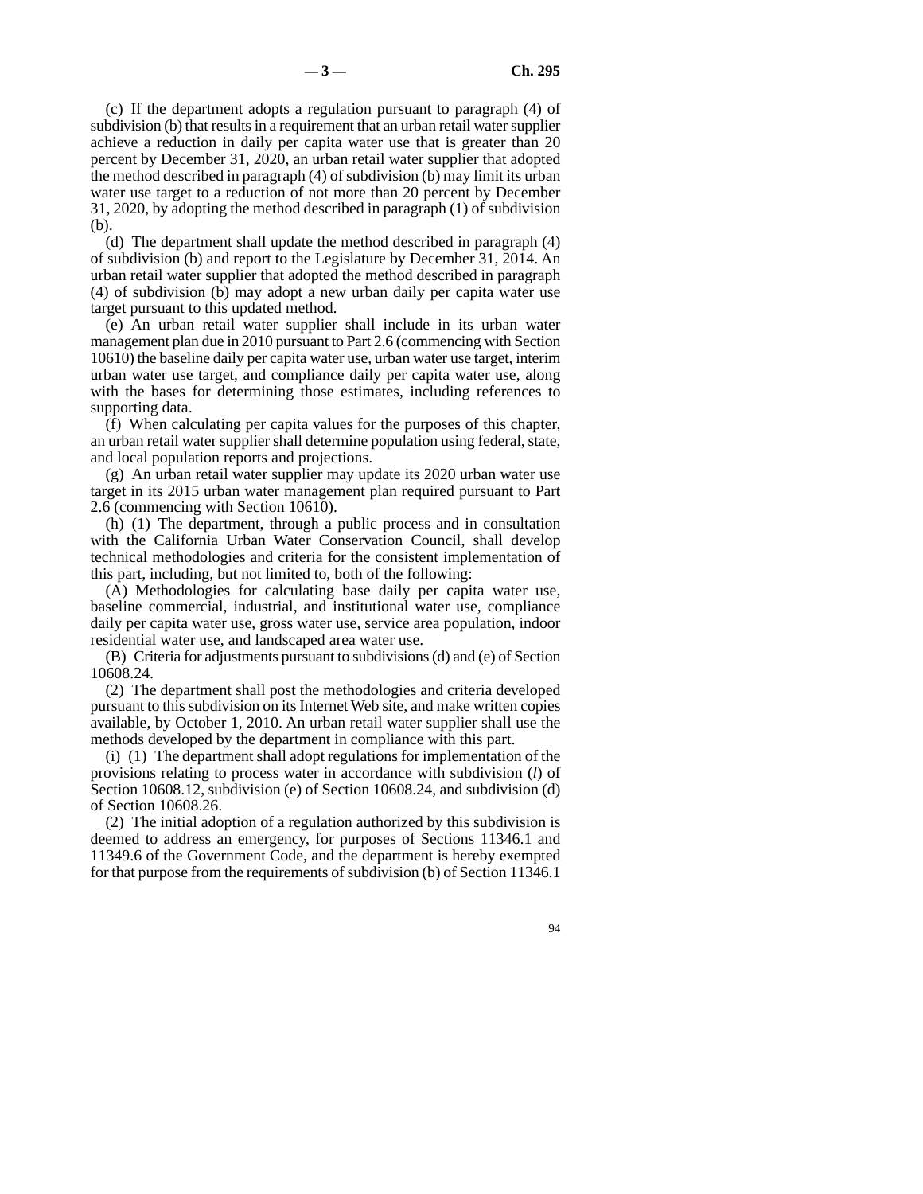(c) If the department adopts a regulation pursuant to paragraph (4) of subdivision (b) that results in a requirement that an urban retail water supplier achieve a reduction in daily per capita water use that is greater than 20 percent by December 31, 2020, an urban retail water supplier that adopted the method described in paragraph (4) of subdivision (b) may limit its urban water use target to a reduction of not more than 20 percent by December 31, 2020, by adopting the method described in paragraph (1) of subdivision (b).

(d) The department shall update the method described in paragraph (4) of subdivision (b) and report to the Legislature by December 31, 2014. An urban retail water supplier that adopted the method described in paragraph (4) of subdivision (b) may adopt a new urban daily per capita water use target pursuant to this updated method.

(e) An urban retail water supplier shall include in its urban water management plan due in 2010 pursuant to Part 2.6 (commencing with Section 10610) the baseline daily per capita water use, urban water use target, interim urban water use target, and compliance daily per capita water use, along with the bases for determining those estimates, including references to supporting data.

(f) When calculating per capita values for the purposes of this chapter, an urban retail water supplier shall determine population using federal, state, and local population reports and projections.

(g) An urban retail water supplier may update its 2020 urban water use target in its 2015 urban water management plan required pursuant to Part 2.6 (commencing with Section 10610).

(h) (1) The department, through a public process and in consultation with the California Urban Water Conservation Council, shall develop technical methodologies and criteria for the consistent implementation of this part, including, but not limited to, both of the following:

(A) Methodologies for calculating base daily per capita water use, baseline commercial, industrial, and institutional water use, compliance daily per capita water use, gross water use, service area population, indoor residential water use, and landscaped area water use.

(B) Criteria for adjustments pursuant to subdivisions (d) and (e) of Section 10608.24.

(2) The department shall post the methodologies and criteria developed pursuant to this subdivision on its Internet Web site, and make written copies available, by October 1, 2010. An urban retail water supplier shall use the methods developed by the department in compliance with this part.

(i) (1) The department shall adopt regulations for implementation of the provisions relating to process water in accordance with subdivision (*l*) of Section 10608.12, subdivision (e) of Section 10608.24, and subdivision (d) of Section 10608.26.

(2) The initial adoption of a regulation authorized by this subdivision is deemed to address an emergency, for purposes of Sections 11346.1 and 11349.6 of the Government Code, and the department is hereby exempted for that purpose from the requirements of subdivision (b) of Section 11346.1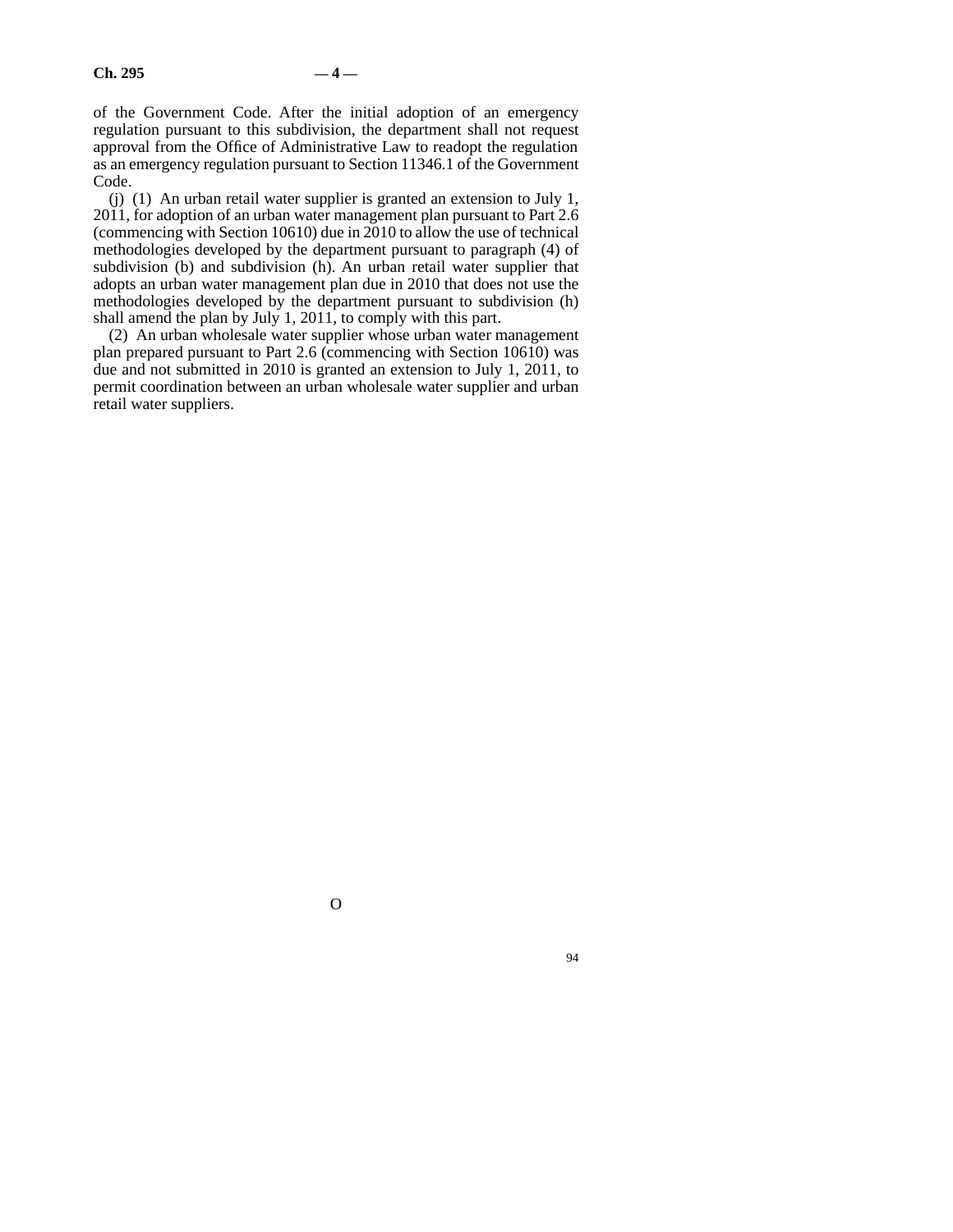of the Government Code. After the initial adoption of an emergency regulation pursuant to this subdivision, the department shall not request approval from the Office of Administrative Law to readopt the regulation as an emergency regulation pursuant to Section 11346.1 of the Government Code.

(j) (1) An urban retail water supplier is granted an extension to July 1, 2011, for adoption of an urban water management plan pursuant to Part 2.6 (commencing with Section 10610) due in 2010 to allow the use of technical methodologies developed by the department pursuant to paragraph (4) of subdivision (b) and subdivision (h). An urban retail water supplier that adopts an urban water management plan due in 2010 that does not use the methodologies developed by the department pursuant to subdivision (h) shall amend the plan by July 1, 2011, to comply with this part.

(2) An urban wholesale water supplier whose urban water management plan prepared pursuant to Part 2.6 (commencing with Section 10610) was due and not submitted in 2010 is granted an extension to July 1, 2011, to permit coordination between an urban wholesale water supplier and urban retail water suppliers.